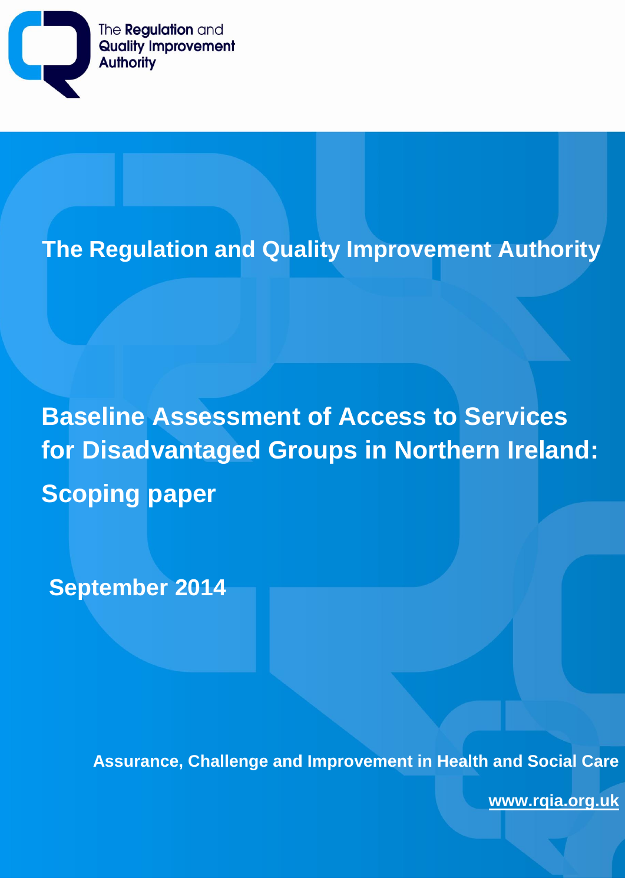The Regulation and Quality Improvement Authority

# The Regulation and Quality Improvement Authority

# Baseline Assessment of Access to Services for Disadvantaged Groups in Northern Ireland: Scoping paper

**September 2014**

**Assurance, Challenge and Improvement in Health and Social Care**

**www.rqia.org.uk**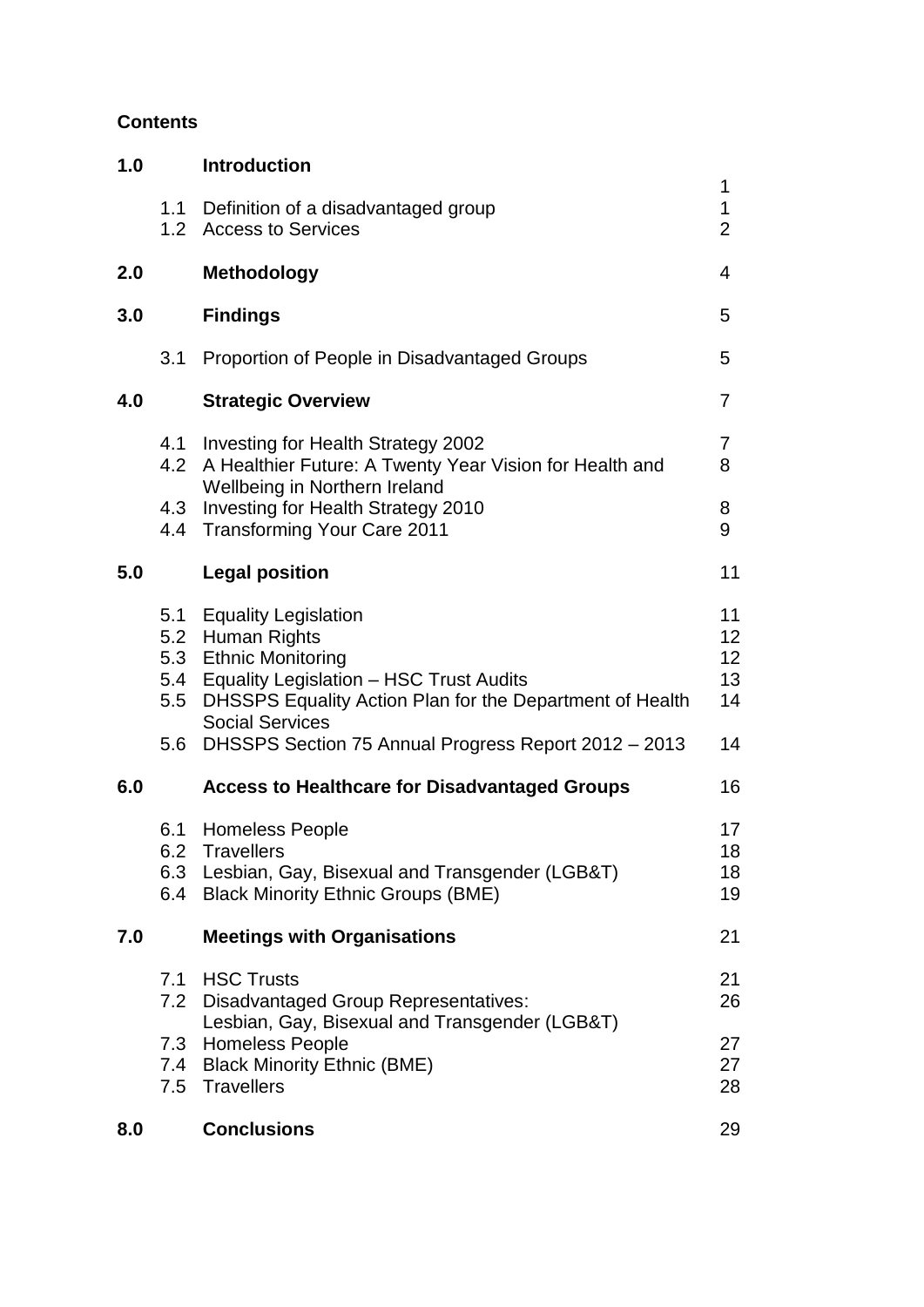**Contents**

| | | | |
|---|---|---|---|
| **1.0** | | **Introduction** | 1 |
| | 1.1 | Definition of a disadvantaged group | 1 |
| | 1.2 | Access to Services | 2 |
| **2.0** | | **Methodology** | 4 |
| **3.0** | | **Findings** | 5 |
| | 3.1 | Proportion of People in Disadvantaged Groups | 5 |
| **4.0** | | **Strategic Overview** | 7 |
| | 4.1 | Investing for Health Strategy 2002 | 7 |
| | 4.2 | A Healthier Future: A Twenty Year Vision for Health and Wellbeing in Northern Ireland | 8 |
| | 4.3 | Investing for Health Strategy 2010 | 8 |
| | 4.4 | Transforming Your Care 2011 | 9 |
| **5.0** | | **Legal position** | 11 |
| | 5.1 | Equality Legislation | 11 |
| | 5.2 | Human Rights | 12 |
| | 5.3 | Ethnic Monitoring | 12 |
| | 5.4 | Equality Legislation – HSC Trust Audits | 13 |
| | 5.5 | DHSSPS Equality Action Plan for the Department of Health Social Services | 14 |
| | 5.6 | DHSSPS Section 75 Annual Progress Report 2012 – 2013 | 14 |
| **6.0** | | **Access to Healthcare for Disadvantaged Groups** | 16 |
| | 6.1 | Homeless People | 17 |
| | 6.2 | Travellers | 18 |
| | 6.3 | Lesbian, Gay, Bisexual and Transgender (LGB&T) | 18 |
| | 6.4 | Black Minority Ethnic Groups (BME) | 19 |
| **7.0** | | **Meetings with Organisations** | 21 |
| | 7.1 | HSC Trusts | 21 |
| | 7.2 | Disadvantaged Group Representatives: Lesbian, Gay, Bisexual and Transgender (LGB&T) | 26 |
| | 7.3 | Homeless People | 27 |
| | 7.4 | Black Minority Ethnic (BME) | 27 |
| | 7.5 | Travellers | 28 |
| **8.0** | | **Conclusions** | 29 |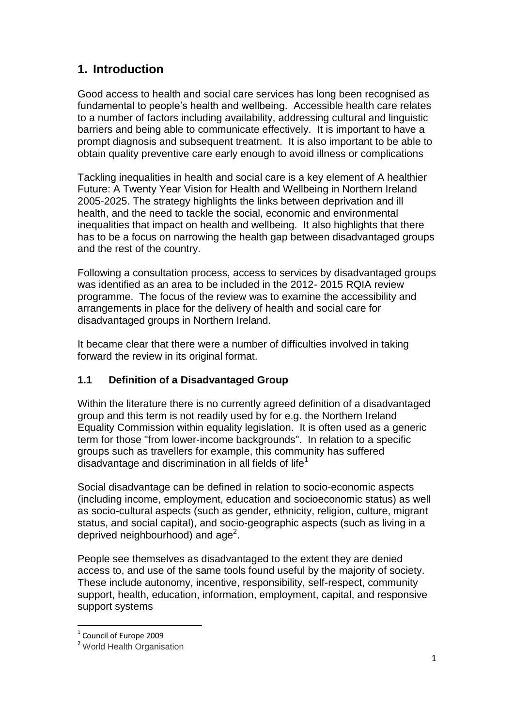# 1. Introduction

Good access to health and social care services has long been recognised as fundamental to people's health and wellbeing. Accessible health care relates to a number of factors including availability, addressing cultural and linguistic barriers and being able to communicate effectively. It is important to have a prompt diagnosis and subsequent treatment. It is also important to be able to obtain quality preventive care early enough to avoid illness or complications

Tackling inequalities in health and social care is a key element of A healthier Future: A Twenty Year Vision for Health and Wellbeing in Northern Ireland 2005-2025. The strategy highlights the links between deprivation and ill health, and the need to tackle the social, economic and environmental inequalities that impact on health and wellbeing. It also highlights that there has to be a focus on narrowing the health gap between disadvantaged groups and the rest of the country.

Following a consultation process, access to services by disadvantaged groups was identified as an area to be included in the 2012- 2015 RQIA review programme. The focus of the review was to examine the accessibility and arrangements in place for the delivery of health and social care for disadvantaged groups in Northern Ireland.

It became clear that there were a number of difficulties involved in taking forward the review in its original format.

## 1.1 Definition of a Disadvantaged Group

Within the literature there is no currently agreed definition of a disadvantaged group and this term is not readily used by for e.g. the Northern Ireland Equality Commission within equality legislation. It is often used as a generic term for those "from lower-income backgrounds". In relation to a specific groups such as travellers for example, this community has suffered disadvantage and discrimination in all fields of life[1]

Social disadvantage can be defined in relation to socio-economic aspects (including income, employment, education and socioeconomic status) as well as socio-cultural aspects (such as gender, ethnicity, religion, culture, migrant status, and social capital), and socio-geographic aspects (such as living in a deprived neighbourhood) and age[2].

People see themselves as disadvantaged to the extent they are denied access to, and use of the same tools found useful by the majority of society. These include autonomy, incentive, responsibility, self-respect, community support, health, education, information, employment, capital, and responsive support systems

[1] Council of Europe 2009

[2] World Health Organisation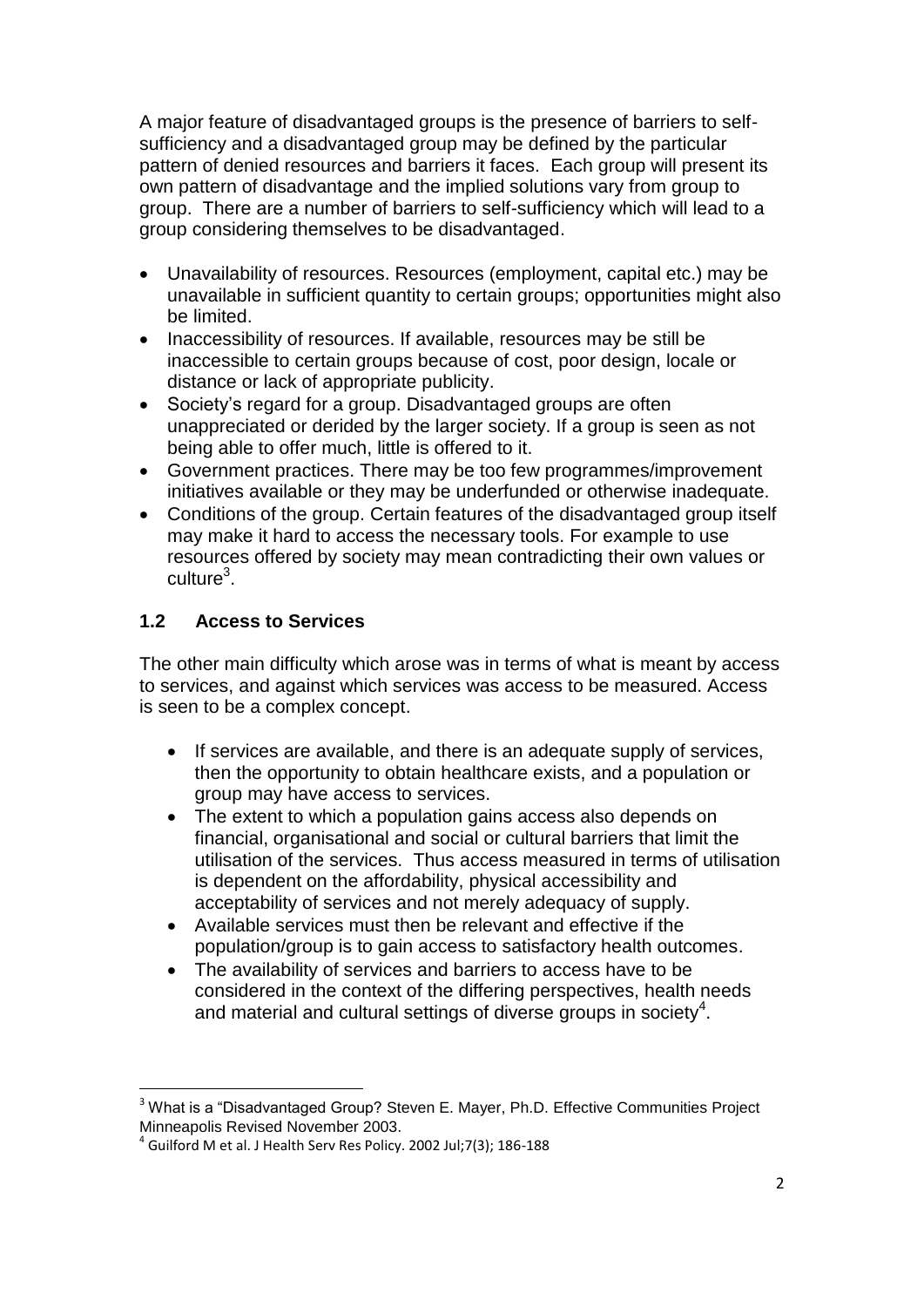A major feature of disadvantaged groups is the presence of barriers to self-sufficiency and a disadvantaged group may be defined by the particular pattern of denied resources and barriers it faces. Each group will present its own pattern of disadvantage and the implied solutions vary from group to group. There are a number of barriers to self-sufficiency which will lead to a group considering themselves to be disadvantaged.

- Unavailability of resources. Resources (employment, capital etc.) may be unavailable in sufficient quantity to certain groups; opportunities might also be limited.
- Inaccessibility of resources. If available, resources may be still be inaccessible to certain groups because of cost, poor design, locale or distance or lack of appropriate publicity.
- Society's regard for a group. Disadvantaged groups are often unappreciated or derided by the larger society. If a group is seen as not being able to offer much, little is offered to it.
- Government practices. There may be too few programmes/improvement initiatives available or they may be underfunded or otherwise inadequate.
- Conditions of the group. Certain features of the disadvantaged group itself may make it hard to access the necessary tools. For example to use resources offered by society may mean contradicting their own values or culture[3].

### 1.2 Access to Services

The other main difficulty which arose was in terms of what is meant by access to services, and against which services was access to be measured. Access is seen to be a complex concept.

- If services are available, and there is an adequate supply of services, then the opportunity to obtain healthcare exists, and a population or group may have access to services.
- The extent to which a population gains access also depends on financial, organisational and social or cultural barriers that limit the utilisation of the services. Thus access measured in terms of utilisation is dependent on the affordability, physical accessibility and acceptability of services and not merely adequacy of supply.
- Available services must then be relevant and effective if the population/group is to gain access to satisfactory health outcomes.
- The availability of services and barriers to access have to be considered in the context of the differing perspectives, health needs and material and cultural settings of diverse groups in society[4].

---

[3] What is a "Disadvantaged Group? Steven E. Mayer, Ph.D. Effective Communities Project Minneapolis Revised November 2003.

[4] Guilford M et al. J Health Serv Res Policy. 2002 Jul;7(3); 186-188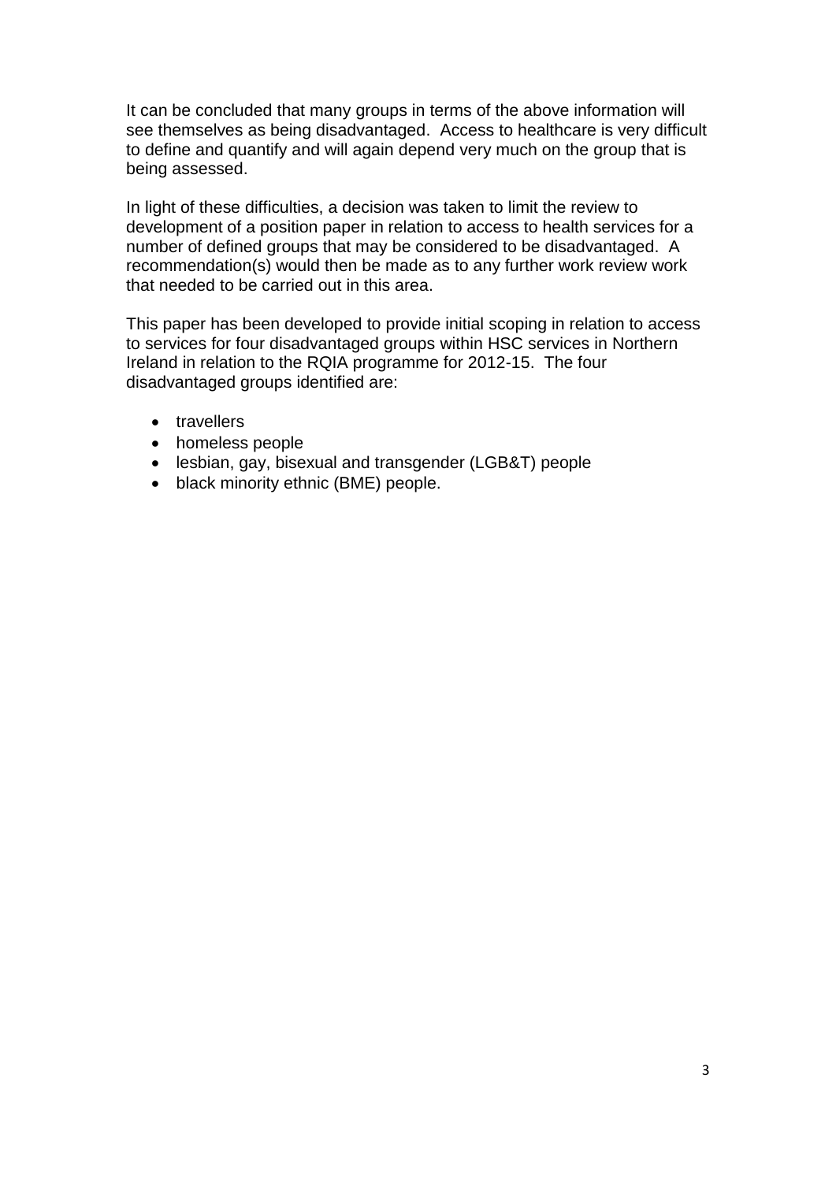It can be concluded that many groups in terms of the above information will see themselves as being disadvantaged. Access to healthcare is very difficult to define and quantify and will again depend very much on the group that is being assessed.

In light of these difficulties, a decision was taken to limit the review to development of a position paper in relation to access to health services for a number of defined groups that may be considered to be disadvantaged. A recommendation(s) would then be made as to any further work review work that needed to be carried out in this area.

This paper has been developed to provide initial scoping in relation to access to services for four disadvantaged groups within HSC services in Northern Ireland in relation to the RQIA programme for 2012-15. The four disadvantaged groups identified are:

- travellers
- homeless people
- lesbian, gay, bisexual and transgender (LGB&T) people
- black minority ethnic (BME) people.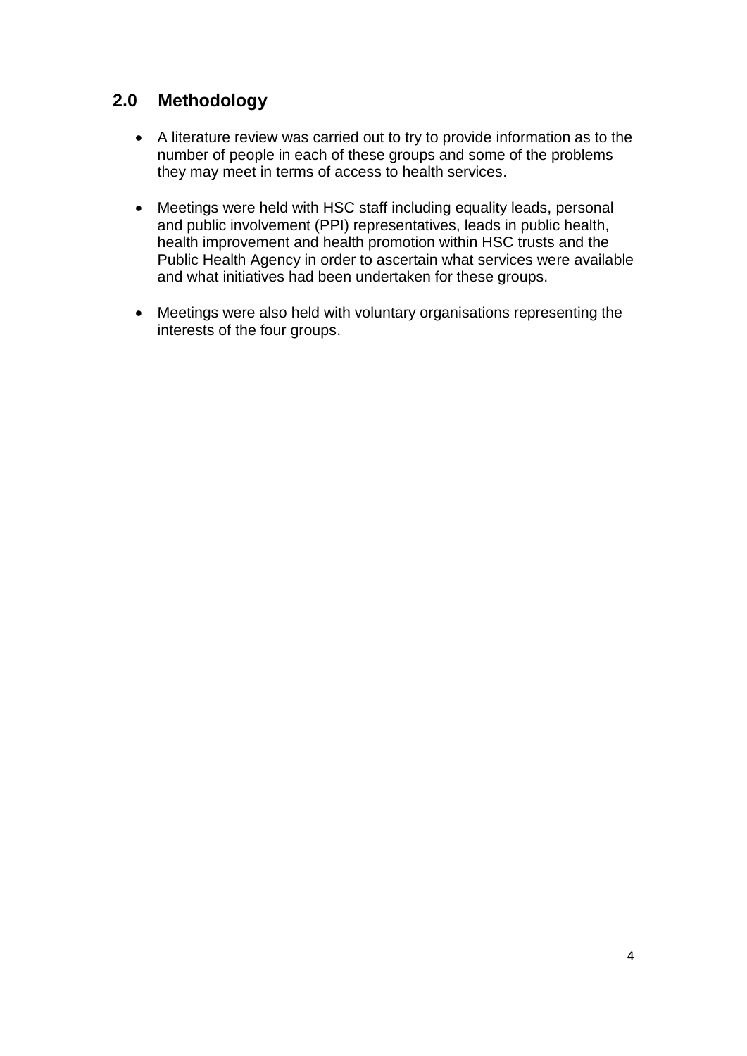## 2.0 Methodology

- A literature review was carried out to try to provide information as to the number of people in each of these groups and some of the problems they may meet in terms of access to health services.

- Meetings were held with HSC staff including equality leads, personal and public involvement (PPI) representatives, leads in public health, health improvement and health promotion within HSC trusts and the Public Health Agency in order to ascertain what services were available and what initiatives had been undertaken for these groups.

- Meetings were also held with voluntary organisations representing the interests of the four groups.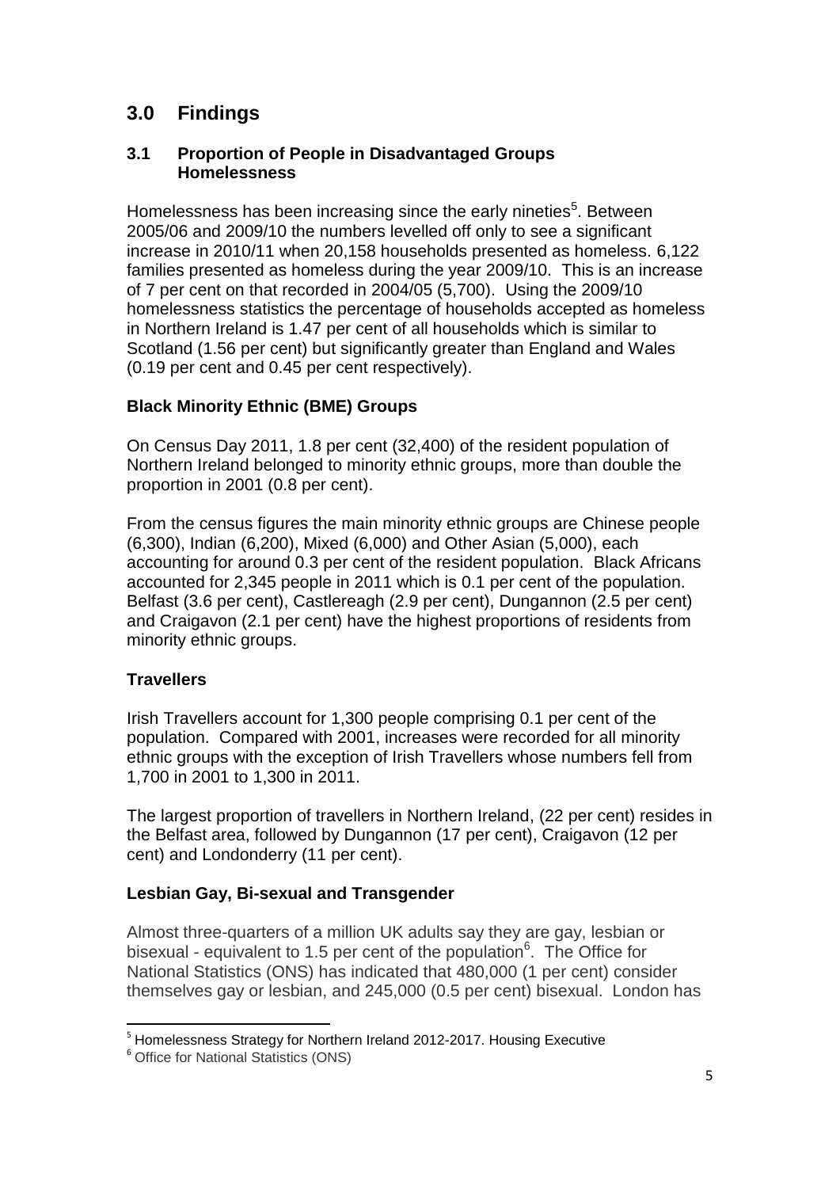## 3.0 Findings

### 3.1 Proportion of People in Disadvantaged Groups
### Homelessness

Homelessness has been increasing since the early nineties[5]. Between 2005/06 and 2009/10 the numbers levelled off only to see a significant increase in 2010/11 when 20,158 households presented as homeless. 6,122 families presented as homeless during the year 2009/10. This is an increase of 7 per cent on that recorded in 2004/05 (5,700). Using the 2009/10 homelessness statistics the percentage of households accepted as homeless in Northern Ireland is 1.47 per cent of all households which is similar to Scotland (1.56 per cent) but significantly greater than England and Wales (0.19 per cent and 0.45 per cent respectively).

**Black Minority Ethnic (BME) Groups**

On Census Day 2011, 1.8 per cent (32,400) of the resident population of Northern Ireland belonged to minority ethnic groups, more than double the proportion in 2001 (0.8 per cent).

From the census figures the main minority ethnic groups are Chinese people (6,300), Indian (6,200), Mixed (6,000) and Other Asian (5,000), each accounting for around 0.3 per cent of the resident population. Black Africans accounted for 2,345 people in 2011 which is 0.1 per cent of the population. Belfast (3.6 per cent), Castlereagh (2.9 per cent), Dungannon (2.5 per cent) and Craigavon (2.1 per cent) have the highest proportions of residents from minority ethnic groups.

**Travellers**

Irish Travellers account for 1,300 people comprising 0.1 per cent of the population. Compared with 2001, increases were recorded for all minority ethnic groups with the exception of Irish Travellers whose numbers fell from 1,700 in 2001 to 1,300 in 2011.

The largest proportion of travellers in Northern Ireland, (22 per cent) resides in the Belfast area, followed by Dungannon (17 per cent), Craigavon (12 per cent) and Londonderry (11 per cent).

**Lesbian Gay, Bi-sexual and Transgender**

Almost three-quarters of a million UK adults say they are gay, lesbian or bisexual - equivalent to 1.5 per cent of the population[6]. The Office for National Statistics (ONS) has indicated that 480,000 (1 per cent) consider themselves gay or lesbian, and 245,000 (0.5 per cent) bisexual. London has

[5] Homelessness Strategy for Northern Ireland 2012-2017. Housing Executive
[6] Office for National Statistics (ONS)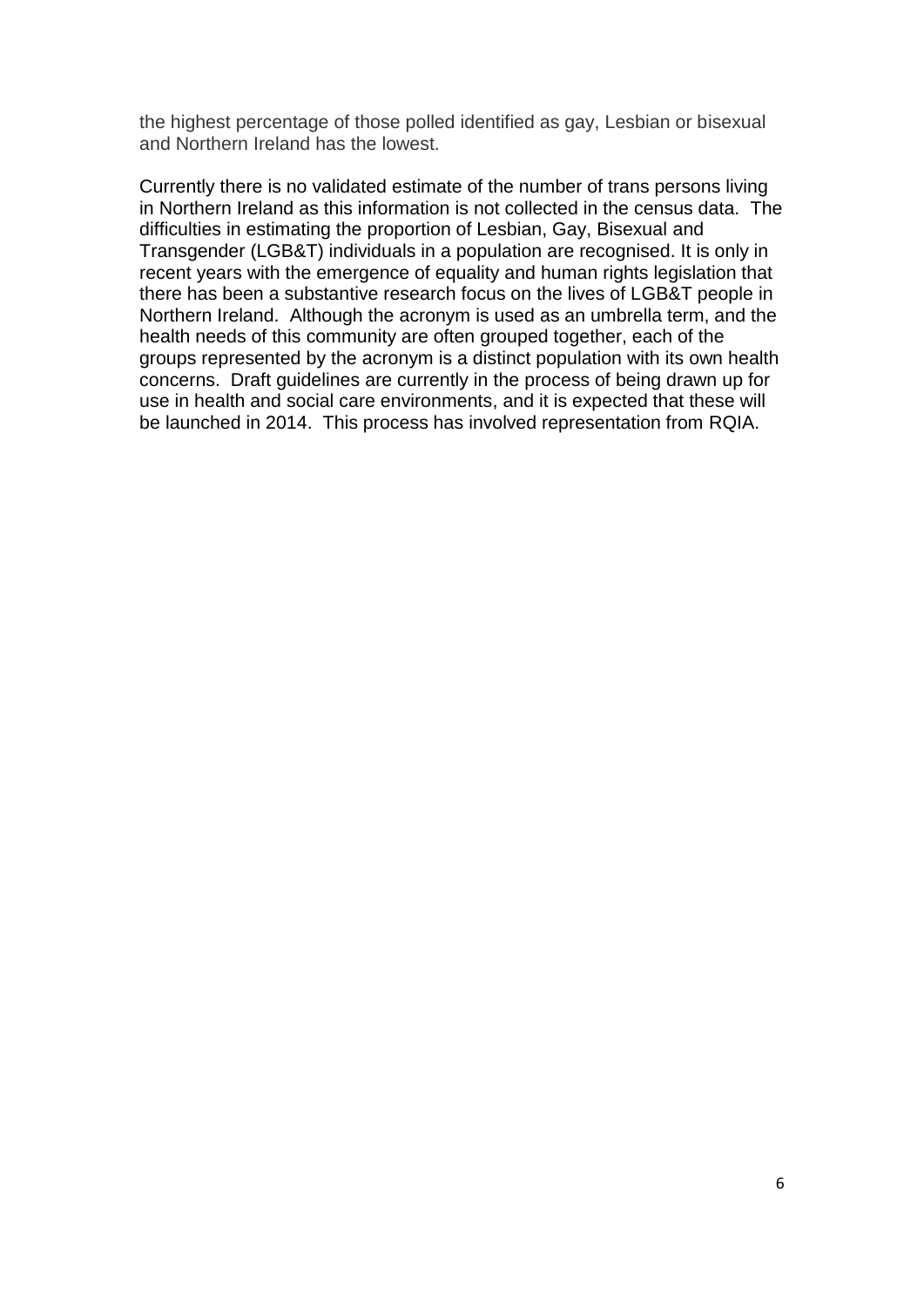the highest percentage of those polled identified as gay, Lesbian or bisexual and Northern Ireland has the lowest.

Currently there is no validated estimate of the number of trans persons living in Northern Ireland as this information is not collected in the census data. The difficulties in estimating the proportion of Lesbian, Gay, Bisexual and Transgender (LGB&T) individuals in a population are recognised. It is only in recent years with the emergence of equality and human rights legislation that there has been a substantive research focus on the lives of LGB&T people in Northern Ireland. Although the acronym is used as an umbrella term, and the health needs of this community are often grouped together, each of the groups represented by the acronym is a distinct population with its own health concerns. Draft guidelines are currently in the process of being drawn up for use in health and social care environments, and it is expected that these will be launched in 2014. This process has involved representation from RQIA.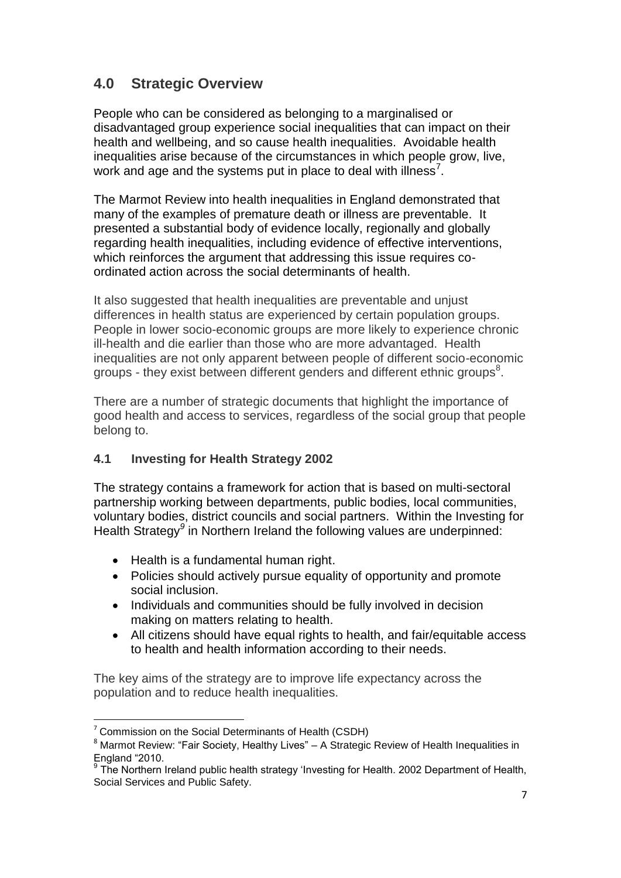## 4.0 Strategic Overview

People who can be considered as belonging to a marginalised or disadvantaged group experience social inequalities that can impact on their health and wellbeing, and so cause health inequalities. Avoidable health inequalities arise because of the circumstances in which people grow, live, work and age and the systems put in place to deal with illness[7].

The Marmot Review into health inequalities in England demonstrated that many of the examples of premature death or illness are preventable. It presented a substantial body of evidence locally, regionally and globally regarding health inequalities, including evidence of effective interventions, which reinforces the argument that addressing this issue requires co-ordinated action across the social determinants of health.

It also suggested that health inequalities are preventable and unjust differences in health status are experienced by certain population groups. People in lower socio-economic groups are more likely to experience chronic ill-health and die earlier than those who are more advantaged. Health inequalities are not only apparent between people of different socio-economic groups - they exist between different genders and different ethnic groups[8].

There are a number of strategic documents that highlight the importance of good health and access to services, regardless of the social group that people belong to.

### 4.1 Investing for Health Strategy 2002

The strategy contains a framework for action that is based on multi-sectoral partnership working between departments, public bodies, local communities, voluntary bodies, district councils and social partners. Within the Investing for Health Strategy[9] in Northern Ireland the following values are underpinned:

- Health is a fundamental human right.
- Policies should actively pursue equality of opportunity and promote social inclusion.
- Individuals and communities should be fully involved in decision making on matters relating to health.
- All citizens should have equal rights to health, and fair/equitable access to health and health information according to their needs.

The key aims of the strategy are to improve life expectancy across the population and to reduce health inequalities.

---

[7] Commission on the Social Determinants of Health (CSDH)

[8] Marmot Review: "Fair Society, Healthy Lives" – A Strategic Review of Health Inequalities in England "2010.

[9] The Northern Ireland public health strategy 'Investing for Health. 2002 Department of Health, Social Services and Public Safety.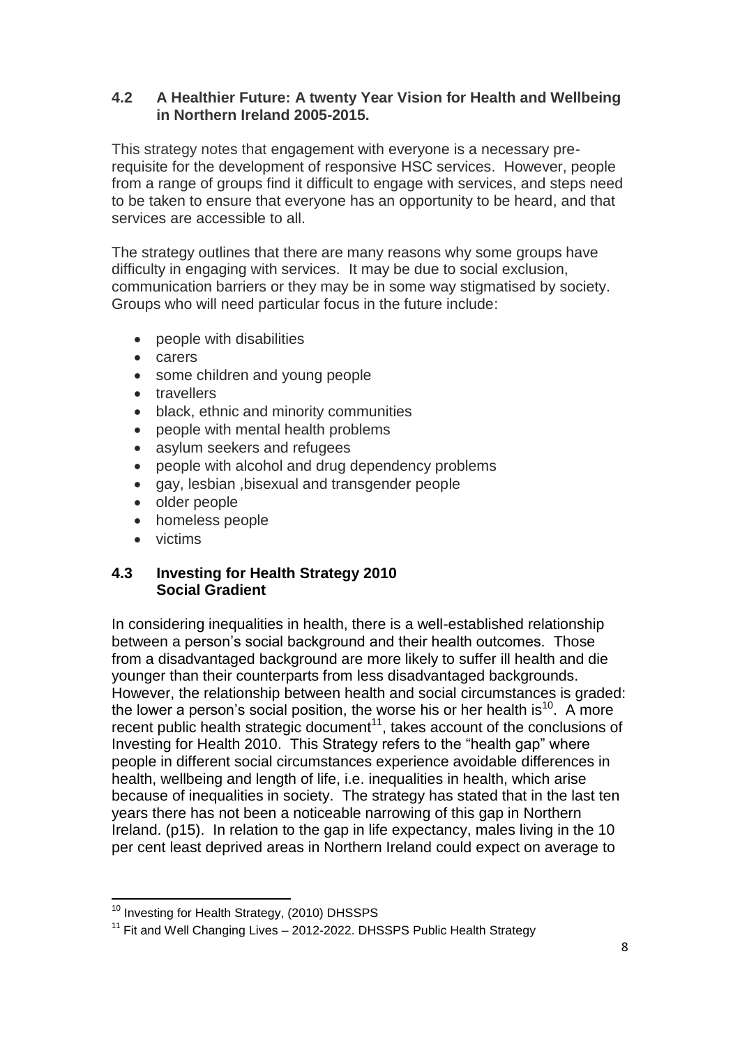### 4.2 A Healthier Future: A twenty Year Vision for Health and Wellbeing in Northern Ireland 2005-2015.

This strategy notes that engagement with everyone is a necessary pre-requisite for the development of responsive HSC services. However, people from a range of groups find it difficult to engage with services, and steps need to be taken to ensure that everyone has an opportunity to be heard, and that services are accessible to all.

The strategy outlines that there are many reasons why some groups have difficulty in engaging with services. It may be due to social exclusion, communication barriers or they may be in some way stigmatised by society. Groups who will need particular focus in the future include:

- people with disabilities
- carers
- some children and young people
- travellers
- black, ethnic and minority communities
- people with mental health problems
- asylum seekers and refugees
- people with alcohol and drug dependency problems
- gay, lesbian ,bisexual and transgender people
- older people
- homeless people
- victims

### 4.3 Investing for Health Strategy 2010 Social Gradient

In considering inequalities in health, there is a well-established relationship between a person's social background and their health outcomes. Those from a disadvantaged background are more likely to suffer ill health and die younger than their counterparts from less disadvantaged backgrounds. However, the relationship between health and social circumstances is graded: the lower a person's social position, the worse his or her health is[10]. A more recent public health strategic document[11], takes account of the conclusions of Investing for Health 2010. This Strategy refers to the "health gap" where people in different social circumstances experience avoidable differences in health, wellbeing and length of life, i.e. inequalities in health, which arise because of inequalities in society. The strategy has stated that in the last ten years there has not been a noticeable narrowing of this gap in Northern Ireland. (p15). In relation to the gap in life expectancy, males living in the 10 per cent least deprived areas in Northern Ireland could expect on average to

---

[10] Investing for Health Strategy, (2010) DHSSPS

[11] Fit and Well Changing Lives – 2012-2022. DHSSPS Public Health Strategy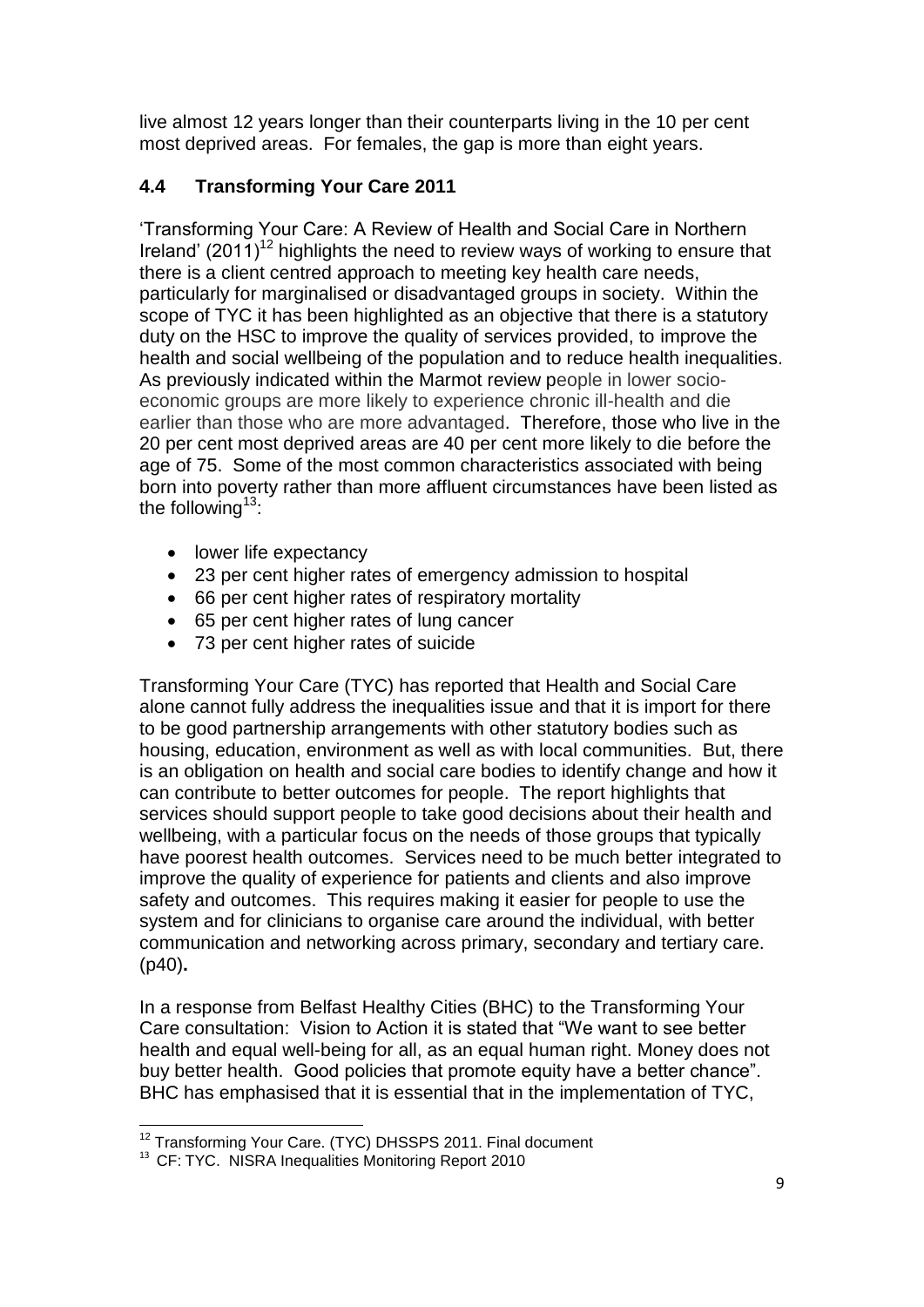live almost 12 years longer than their counterparts living in the 10 per cent most deprived areas. For females, the gap is more than eight years.

### 4.4 Transforming Your Care 2011

'Transforming Your Care: A Review of Health and Social Care in Northern Ireland' (2011)[12] highlights the need to review ways of working to ensure that there is a client centred approach to meeting key health care needs, particularly for marginalised or disadvantaged groups in society. Within the scope of TYC it has been highlighted as an objective that there is a statutory duty on the HSC to improve the quality of services provided, to improve the health and social wellbeing of the population and to reduce health inequalities. As previously indicated within the Marmot review people in lower socio-economic groups are more likely to experience chronic ill-health and die earlier than those who are more advantaged. Therefore, those who live in the 20 per cent most deprived areas are 40 per cent more likely to die before the age of 75. Some of the most common characteristics associated with being born into poverty rather than more affluent circumstances have been listed as the following[13]:

- lower life expectancy
- 23 per cent higher rates of emergency admission to hospital
- 66 per cent higher rates of respiratory mortality
- 65 per cent higher rates of lung cancer
- 73 per cent higher rates of suicide

Transforming Your Care (TYC) has reported that Health and Social Care alone cannot fully address the inequalities issue and that it is import for there to be good partnership arrangements with other statutory bodies such as housing, education, environment as well as with local communities. But, there is an obligation on health and social care bodies to identify change and how it can contribute to better outcomes for people. The report highlights that services should support people to take good decisions about their health and wellbeing, with a particular focus on the needs of those groups that typically have poorest health outcomes. Services need to be much better integrated to improve the quality of experience for patients and clients and also improve safety and outcomes. This requires making it easier for people to use the system and for clinicians to organise care around the individual, with better communication and networking across primary, secondary and tertiary care. (p40)**.**

In a response from Belfast Healthy Cities (BHC) to the Transforming Your Care consultation: Vision to Action it is stated that "We want to see better health and equal well-being for all, as an equal human right. Money does not buy better health. Good policies that promote equity have a better chance". BHC has emphasised that it is essential that in the implementation of TYC,

---

[12] Transforming Your Care. (TYC) DHSSPS 2011. Final document

[13] CF: TYC. NISRA Inequalities Monitoring Report 2010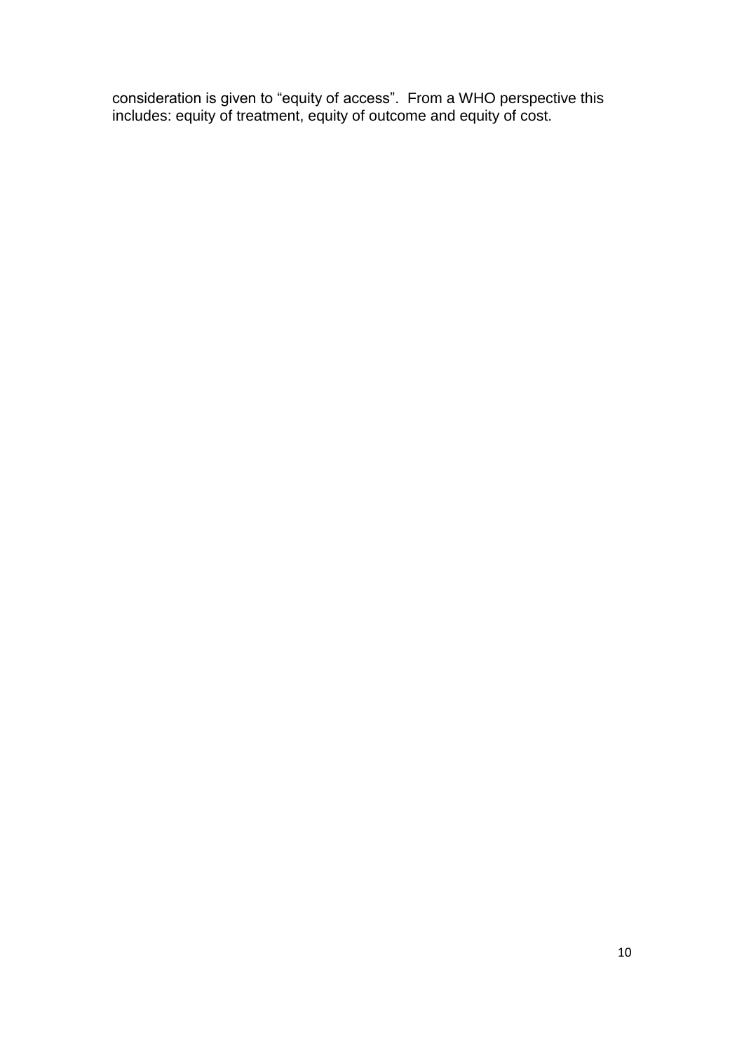consideration is given to “equity of access”. From a WHO perspective this includes: equity of treatment, equity of outcome and equity of cost.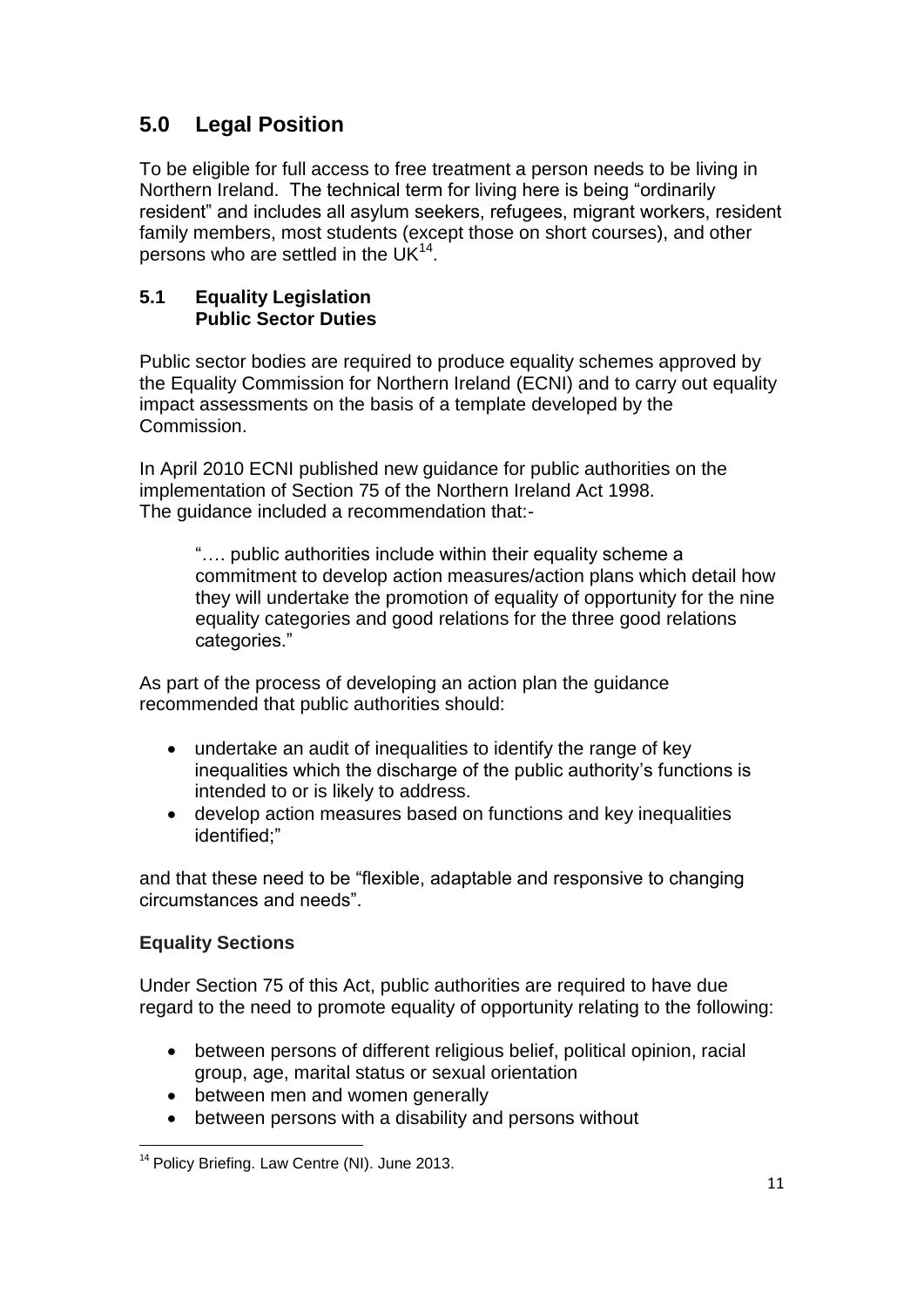## 5.0 Legal Position

To be eligible for full access to free treatment a person needs to be living in Northern Ireland. The technical term for living here is being "ordinarily resident" and includes all asylum seekers, refugees, migrant workers, resident family members, most students (except those on short courses), and other persons who are settled in the UK[14].

### 5.1 Equality Legislation
**Public Sector Duties**

Public sector bodies are required to produce equality schemes approved by the Equality Commission for Northern Ireland (ECNI) and to carry out equality impact assessments on the basis of a template developed by the Commission.

In April 2010 ECNI published new guidance for public authorities on the implementation of Section 75 of the Northern Ireland Act 1998. The guidance included a recommendation that:-

> "…. public authorities include within their equality scheme a commitment to develop action measures/action plans which detail how they will undertake the promotion of equality of opportunity for the nine equality categories and good relations for the three good relations categories."

As part of the process of developing an action plan the guidance recommended that public authorities should:

- undertake an audit of inequalities to identify the range of key inequalities which the discharge of the public authority's functions is intended to or is likely to address.
- develop action measures based on functions and key inequalities identified;"

and that these need to be "flexible, adaptable and responsive to changing circumstances and needs".

**Equality Sections**

Under Section 75 of this Act, public authorities are required to have due regard to the need to promote equality of opportunity relating to the following:

- between persons of different religious belief, political opinion, racial group, age, marital status or sexual orientation
- between men and women generally
- between persons with a disability and persons without

[14] Policy Briefing. Law Centre (NI). June 2013.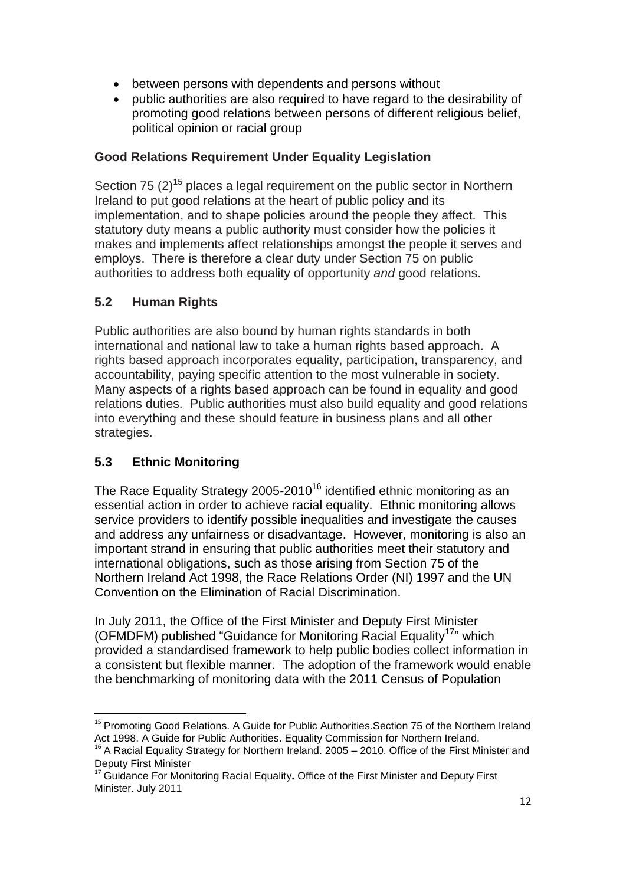- between persons with dependents and persons without
- public authorities are also required to have regard to the desirability of promoting good relations between persons of different religious belief, political opinion or racial group

**Good Relations Requirement Under Equality Legislation**

Section 75 (2)[15] places a legal requirement on the public sector in Northern Ireland to put good relations at the heart of public policy and its implementation, and to shape policies around the people they affect. This statutory duty means a public authority must consider how the policies it makes and implements affect relationships amongst the people it serves and employs. There is therefore a clear duty under Section 75 on public authorities to address both equality of opportunity *and* good relations.

## 5.2 Human Rights

Public authorities are also bound by human rights standards in both international and national law to take a human rights based approach. A rights based approach incorporates equality, participation, transparency, and accountability, paying specific attention to the most vulnerable in society. Many aspects of a rights based approach can be found in equality and good relations duties. Public authorities must also build equality and good relations into everything and these should feature in business plans and all other strategies.

## 5.3 Ethnic Monitoring

The Race Equality Strategy 2005-2010[16] identified ethnic monitoring as an essential action in order to achieve racial equality. Ethnic monitoring allows service providers to identify possible inequalities and investigate the causes and address any unfairness or disadvantage. However, monitoring is also an important strand in ensuring that public authorities meet their statutory and international obligations, such as those arising from Section 75 of the Northern Ireland Act 1998, the Race Relations Order (NI) 1997 and the UN Convention on the Elimination of Racial Discrimination.

In July 2011, the Office of the First Minister and Deputy First Minister (OFMDFM) published "Guidance for Monitoring Racial Equality[17]" which provided a standardised framework to help public bodies collect information in a consistent but flexible manner. The adoption of the framework would enable the benchmarking of monitoring data with the 2011 Census of Population

---

[15] Promoting Good Relations. A Guide for Public Authorities.Section 75 of the Northern Ireland Act 1998. A Guide for Public Authorities. Equality Commission for Northern Ireland.

[16] A Racial Equality Strategy for Northern Ireland. 2005 – 2010. Office of the First Minister and Deputy First Minister

[17] Guidance For Monitoring Racial Equality**.** Office of the First Minister and Deputy First Minister. July 2011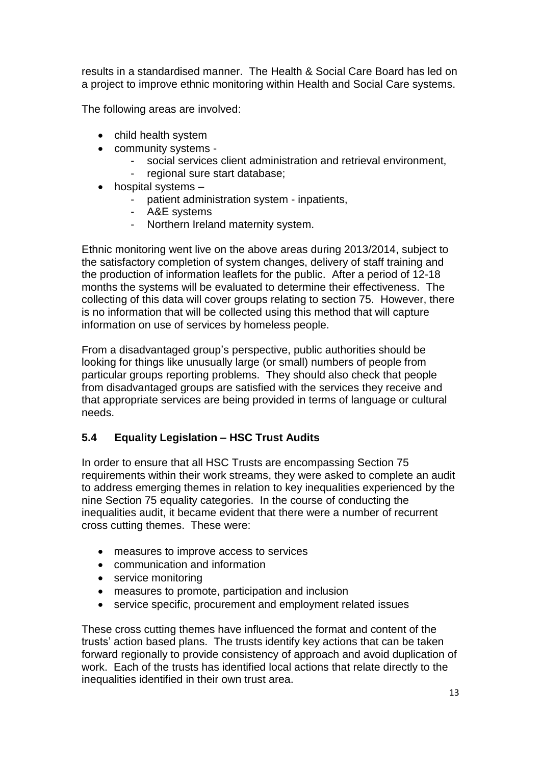results in a standardised manner. The Health & Social Care Board has led on a project to improve ethnic monitoring within Health and Social Care systems.

The following areas are involved:

- child health system
- community systems -
  - social services client administration and retrieval environment,
  - regional sure start database;
- hospital systems –
  - patient administration system - inpatients,
  - A&E systems
  - Northern Ireland maternity system.

Ethnic monitoring went live on the above areas during 2013/2014, subject to the satisfactory completion of system changes, delivery of staff training and the production of information leaflets for the public. After a period of 12-18 months the systems will be evaluated to determine their effectiveness. The collecting of this data will cover groups relating to section 75. However, there is no information that will be collected using this method that will capture information on use of services by homeless people.

From a disadvantaged group's perspective, public authorities should be looking for things like unusually large (or small) numbers of people from particular groups reporting problems. They should also check that people from disadvantaged groups are satisfied with the services they receive and that appropriate services are being provided in terms of language or cultural needs.

### 5.4 Equality Legislation – HSC Trust Audits

In order to ensure that all HSC Trusts are encompassing Section 75 requirements within their work streams, they were asked to complete an audit to address emerging themes in relation to key inequalities experienced by the nine Section 75 equality categories. In the course of conducting the inequalities audit, it became evident that there were a number of recurrent cross cutting themes. These were:

- measures to improve access to services
- communication and information
- service monitoring
- measures to promote, participation and inclusion
- service specific, procurement and employment related issues

These cross cutting themes have influenced the format and content of the trusts' action based plans. The trusts identify key actions that can be taken forward regionally to provide consistency of approach and avoid duplication of work. Each of the trusts has identified local actions that relate directly to the inequalities identified in their own trust area.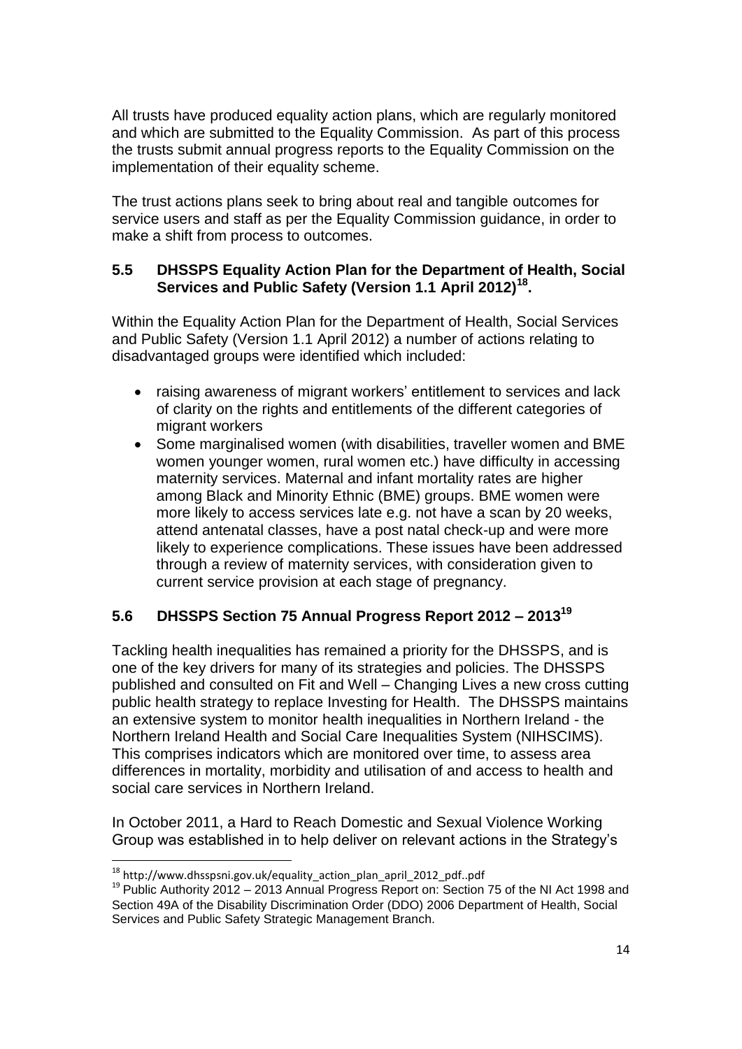All trusts have produced equality action plans, which are regularly monitored and which are submitted to the Equality Commission. As part of this process the trusts submit annual progress reports to the Equality Commission on the implementation of their equality scheme.

The trust actions plans seek to bring about real and tangible outcomes for service users and staff as per the Equality Commission guidance, in order to make a shift from process to outcomes.

### 5.5 DHSSPS Equality Action Plan for the Department of Health, Social Services and Public Safety (Version 1.1 April 2012)[18].

Within the Equality Action Plan for the Department of Health, Social Services and Public Safety (Version 1.1 April 2012) a number of actions relating to disadvantaged groups were identified which included:

- raising awareness of migrant workers' entitlement to services and lack of clarity on the rights and entitlements of the different categories of migrant workers
- Some marginalised women (with disabilities, traveller women and BME women younger women, rural women etc.) have difficulty in accessing maternity services. Maternal and infant mortality rates are higher among Black and Minority Ethnic (BME) groups. BME women were more likely to access services late e.g. not have a scan by 20 weeks, attend antenatal classes, have a post natal check-up and were more likely to experience complications. These issues have been addressed through a review of maternity services, with consideration given to current service provision at each stage of pregnancy.

### 5.6 DHSSPS Section 75 Annual Progress Report 2012 – 2013[19]

Tackling health inequalities has remained a priority for the DHSSPS, and is one of the key drivers for many of its strategies and policies. The DHSSPS published and consulted on Fit and Well – Changing Lives a new cross cutting public health strategy to replace Investing for Health. The DHSSPS maintains an extensive system to monitor health inequalities in Northern Ireland - the Northern Ireland Health and Social Care Inequalities System (NIHSCIMS). This comprises indicators which are monitored over time, to assess area differences in mortality, morbidity and utilisation of and access to health and social care services in Northern Ireland.

In October 2011, a Hard to Reach Domestic and Sexual Violence Working Group was established in to help deliver on relevant actions in the Strategy's

---

[18] http://www.dhsspsni.gov.uk/equality_action_plan_april_2012_pdf..pdf

[19] Public Authority 2012 – 2013 Annual Progress Report on: Section 75 of the NI Act 1998 and Section 49A of the Disability Discrimination Order (DDO) 2006 Department of Health, Social Services and Public Safety Strategic Management Branch.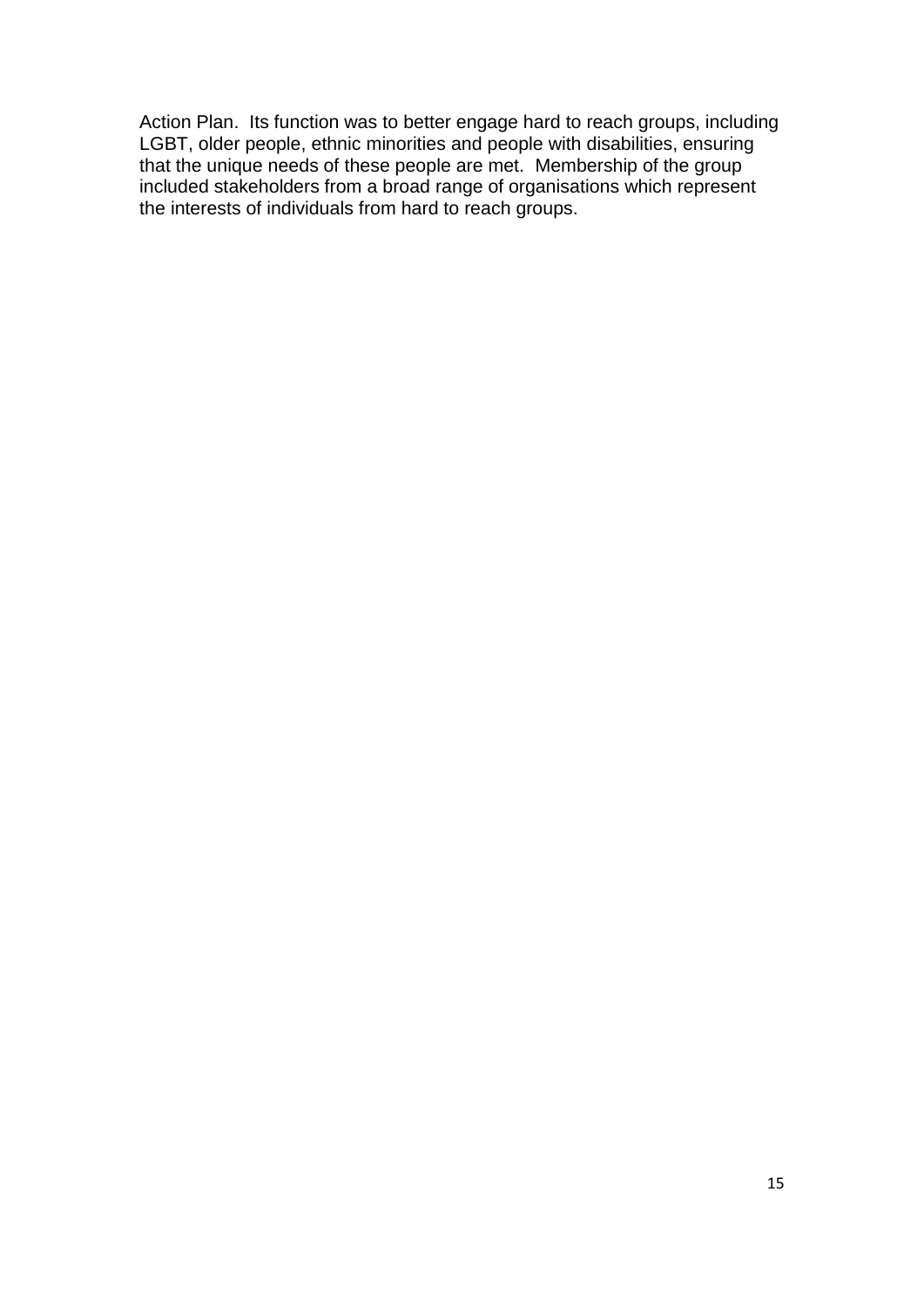Action Plan. Its function was to better engage hard to reach groups, including LGBT, older people, ethnic minorities and people with disabilities, ensuring that the unique needs of these people are met. Membership of the group included stakeholders from a broad range of organisations which represent the interests of individuals from hard to reach groups.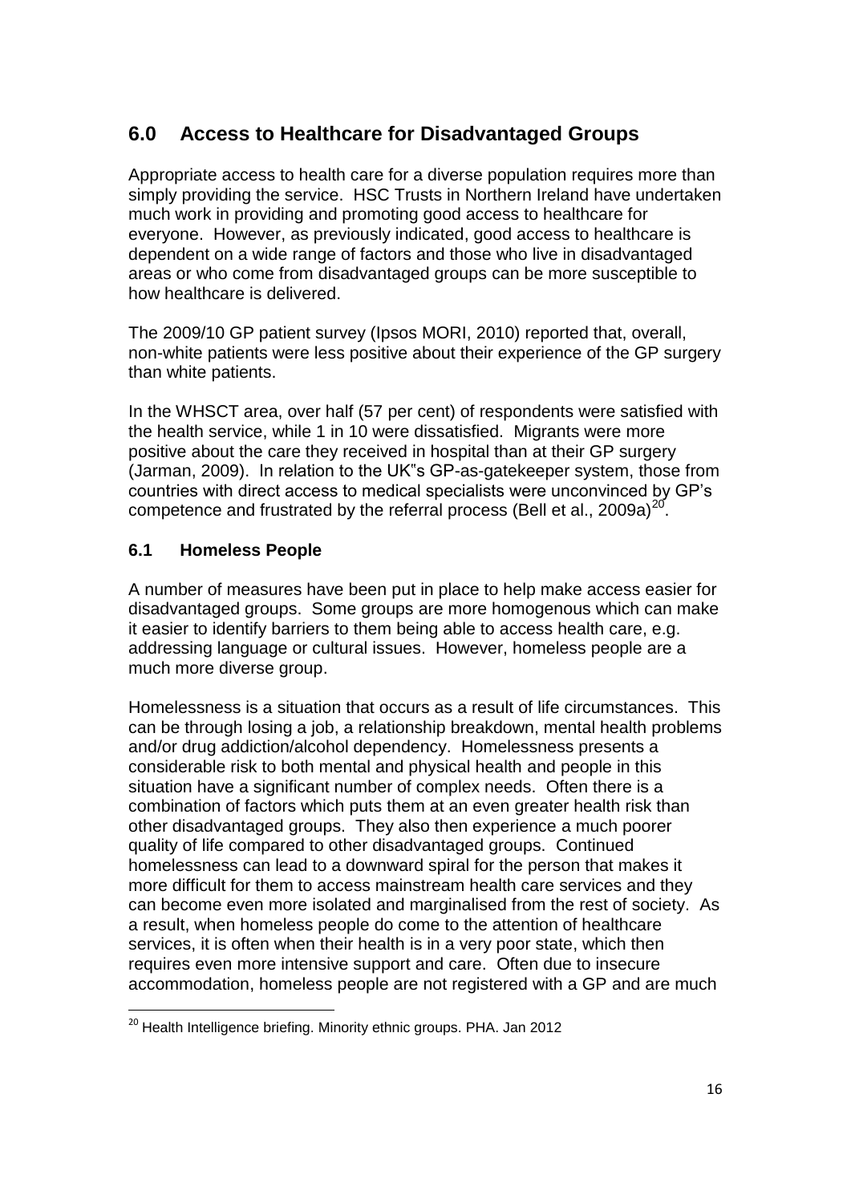## 6.0 Access to Healthcare for Disadvantaged Groups

Appropriate access to health care for a diverse population requires more than simply providing the service. HSC Trusts in Northern Ireland have undertaken much work in providing and promoting good access to healthcare for everyone. However, as previously indicated, good access to healthcare is dependent on a wide range of factors and those who live in disadvantaged areas or who come from disadvantaged groups can be more susceptible to how healthcare is delivered.

The 2009/10 GP patient survey (Ipsos MORI, 2010) reported that, overall, non-white patients were less positive about their experience of the GP surgery than white patients.

In the WHSCT area, over half (57 per cent) of respondents were satisfied with the health service, while 1 in 10 were dissatisfied. Migrants were more positive about the care they received in hospital than at their GP surgery (Jarman, 2009). In relation to the UK"s GP-as-gatekeeper system, those from countries with direct access to medical specialists were unconvinced by GP's competence and frustrated by the referral process (Bell et al., 2009a)[20].

### 6.1 Homeless People

A number of measures have been put in place to help make access easier for disadvantaged groups. Some groups are more homogenous which can make it easier to identify barriers to them being able to access health care, e.g. addressing language or cultural issues. However, homeless people are a much more diverse group.

Homelessness is a situation that occurs as a result of life circumstances. This can be through losing a job, a relationship breakdown, mental health problems and/or drug addiction/alcohol dependency. Homelessness presents a considerable risk to both mental and physical health and people in this situation have a significant number of complex needs. Often there is a combination of factors which puts them at an even greater health risk than other disadvantaged groups. They also then experience a much poorer quality of life compared to other disadvantaged groups. Continued homelessness can lead to a downward spiral for the person that makes it more difficult for them to access mainstream health care services and they can become even more isolated and marginalised from the rest of society. As a result, when homeless people do come to the attention of healthcare services, it is often when their health is in a very poor state, which then requires even more intensive support and care. Often due to insecure accommodation, homeless people are not registered with a GP and are much

[20] Health Intelligence briefing. Minority ethnic groups. PHA. Jan 2012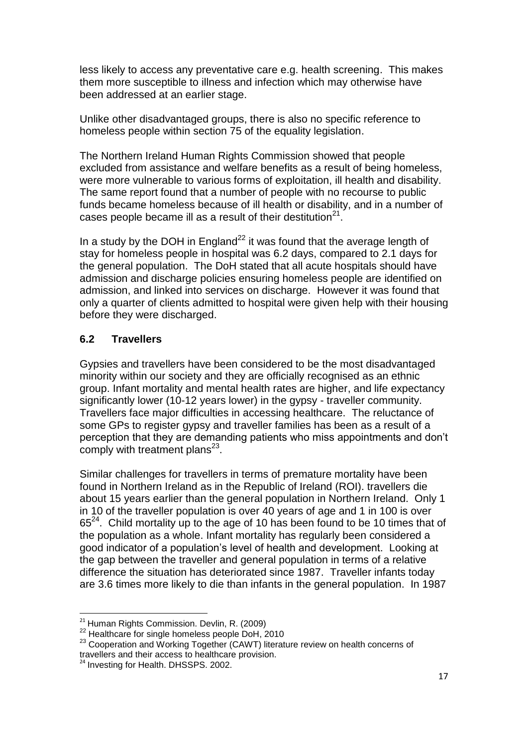less likely to access any preventative care e.g. health screening. This makes them more susceptible to illness and infection which may otherwise have been addressed at an earlier stage.

Unlike other disadvantaged groups, there is also no specific reference to homeless people within section 75 of the equality legislation.

The Northern Ireland Human Rights Commission showed that people excluded from assistance and welfare benefits as a result of being homeless, were more vulnerable to various forms of exploitation, ill health and disability. The same report found that a number of people with no recourse to public funds became homeless because of ill health or disability, and in a number of cases people became ill as a result of their destitution[21].

In a study by the DOH in England[22] it was found that the average length of stay for homeless people in hospital was 6.2 days, compared to 2.1 days for the general population. The DoH stated that all acute hospitals should have admission and discharge policies ensuring homeless people are identified on admission, and linked into services on discharge. However it was found that only a quarter of clients admitted to hospital were given help with their housing before they were discharged.

### 6.2 Travellers

Gypsies and travellers have been considered to be the most disadvantaged minority within our society and they are officially recognised as an ethnic group. Infant mortality and mental health rates are higher, and life expectancy significantly lower (10-12 years lower) in the gypsy - traveller community. Travellers face major difficulties in accessing healthcare. The reluctance of some GPs to register gypsy and traveller families has been as a result of a perception that they are demanding patients who miss appointments and don't comply with treatment plans[23].

Similar challenges for travellers in terms of premature mortality have been found in Northern Ireland as in the Republic of Ireland (ROI). travellers die about 15 years earlier than the general population in Northern Ireland. Only 1 in 10 of the traveller population is over 40 years of age and 1 in 100 is over 65[24]. Child mortality up to the age of 10 has been found to be 10 times that of the population as a whole. Infant mortality has regularly been considered a good indicator of a population's level of health and development. Looking at the gap between the traveller and general population in terms of a relative difference the situation has deteriorated since 1987. Traveller infants today are 3.6 times more likely to die than infants in the general population. In 1987

---

[21] Human Rights Commission. Devlin, R. (2009)

[22] Healthcare for single homeless people DoH, 2010

[23] Cooperation and Working Together (CAWT) literature review on health concerns of travellers and their access to healthcare provision.

[24] Investing for Health. DHSSPS. 2002.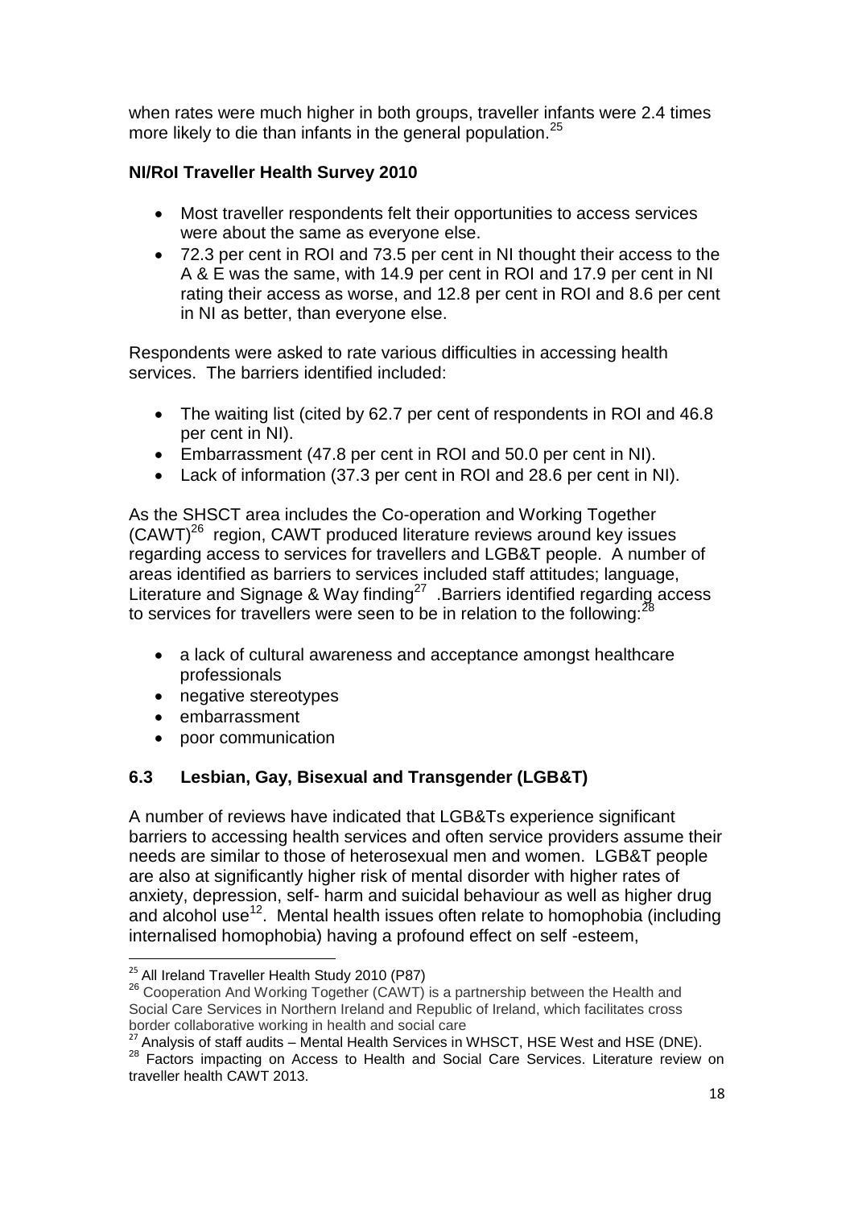when rates were much higher in both groups, traveller infants were 2.4 times more likely to die than infants in the general population.[25]

**NI/RoI Traveller Health Survey 2010**

- Most traveller respondents felt their opportunities to access services were about the same as everyone else.
- 72.3 per cent in ROI and 73.5 per cent in NI thought their access to the A & E was the same, with 14.9 per cent in ROI and 17.9 per cent in NI rating their access as worse, and 12.8 per cent in ROI and 8.6 per cent in NI as better, than everyone else.

Respondents were asked to rate various difficulties in accessing health services. The barriers identified included:

- The waiting list (cited by 62.7 per cent of respondents in ROI and 46.8 per cent in NI).
- Embarrassment (47.8 per cent in ROI and 50.0 per cent in NI).
- Lack of information (37.3 per cent in ROI and 28.6 per cent in NI).

As the SHSCT area includes the Co-operation and Working Together (CAWT)[26] region, CAWT produced literature reviews around key issues regarding access to services for travellers and LGB&T people. A number of areas identified as barriers to services included staff attitudes; language, Literature and Signage & Way finding[27] .Barriers identified regarding access to services for travellers were seen to be in relation to the following:[28]

- a lack of cultural awareness and acceptance amongst healthcare professionals
- negative stereotypes
- embarrassment
- poor communication

## 6.3 Lesbian, Gay, Bisexual and Transgender (LGB&T)

A number of reviews have indicated that LGB&Ts experience significant barriers to accessing health services and often service providers assume their needs are similar to those of heterosexual men and women. LGB&T people are also at significantly higher risk of mental disorder with higher rates of anxiety, depression, self- harm and suicidal behaviour as well as higher drug and alcohol use[12]. Mental health issues often relate to homophobia (including internalised homophobia) having a profound effect on self -esteem,

---

[25] All Ireland Traveller Health Study 2010 (P87)

[26] Cooperation And Working Together (CAWT) is a partnership between the Health and Social Care Services in Northern Ireland and Republic of Ireland, which facilitates cross border collaborative working in health and social care

[27] Analysis of staff audits – Mental Health Services in WHSCT, HSE West and HSE (DNE).

[28] Factors impacting on Access to Health and Social Care Services. Literature review on traveller health CAWT 2013.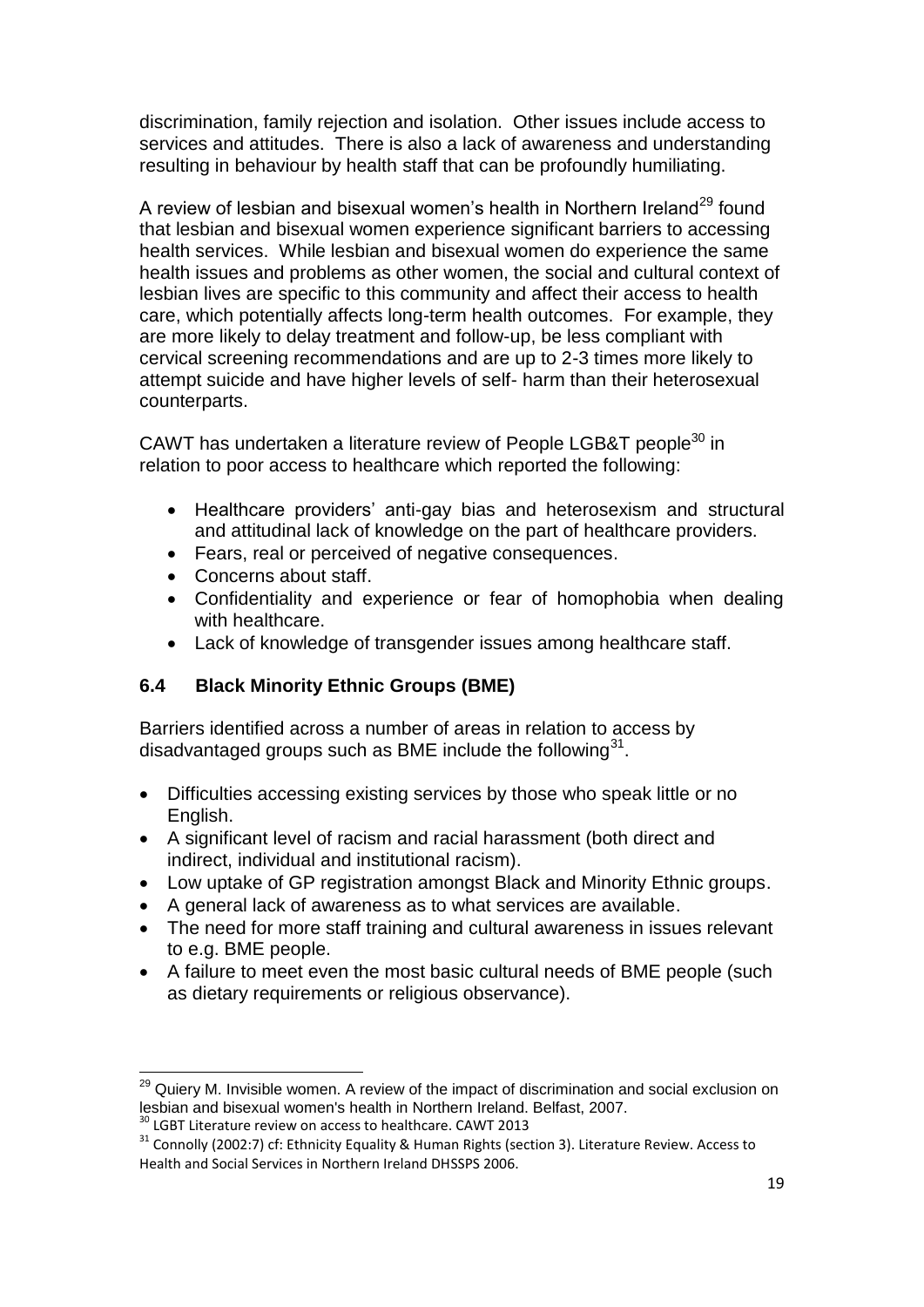discrimination, family rejection and isolation. Other issues include access to services and attitudes. There is also a lack of awareness and understanding resulting in behaviour by health staff that can be profoundly humiliating.

A review of lesbian and bisexual women's health in Northern Ireland[29] found that lesbian and bisexual women experience significant barriers to accessing health services. While lesbian and bisexual women do experience the same health issues and problems as other women, the social and cultural context of lesbian lives are specific to this community and affect their access to health care, which potentially affects long-term health outcomes. For example, they are more likely to delay treatment and follow-up, be less compliant with cervical screening recommendations and are up to 2-3 times more likely to attempt suicide and have higher levels of self- harm than their heterosexual counterparts.

CAWT has undertaken a literature review of People LGB&T people[30] in relation to poor access to healthcare which reported the following:

- Healthcare providers' anti-gay bias and heterosexism and structural and attitudinal lack of knowledge on the part of healthcare providers.
- Fears, real or perceived of negative consequences.
- Concerns about staff.
- Confidentiality and experience or fear of homophobia when dealing with healthcare.
- Lack of knowledge of transgender issues among healthcare staff.

### 6.4 Black Minority Ethnic Groups (BME)

Barriers identified across a number of areas in relation to access by disadvantaged groups such as BME include the following[31].

- Difficulties accessing existing services by those who speak little or no English.
- A significant level of racism and racial harassment (both direct and indirect, individual and institutional racism).
- Low uptake of GP registration amongst Black and Minority Ethnic groups.
- A general lack of awareness as to what services are available.
- The need for more staff training and cultural awareness in issues relevant to e.g. BME people.
- A failure to meet even the most basic cultural needs of BME people (such as dietary requirements or religious observance).

---

[29] Quiery M. Invisible women. A review of the impact of discrimination and social exclusion on lesbian and bisexual women's health in Northern Ireland. Belfast, 2007.

[30] LGBT Literature review on access to healthcare. CAWT 2013

[31] Connolly (2002:7) cf: Ethnicity Equality & Human Rights (section 3). Literature Review. Access to Health and Social Services in Northern Ireland DHSSPS 2006.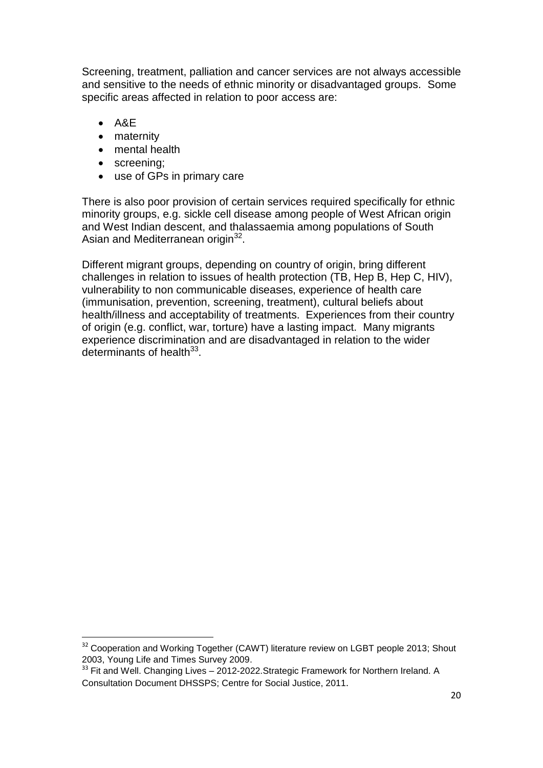Screening, treatment, palliation and cancer services are not always accessible and sensitive to the needs of ethnic minority or disadvantaged groups. Some specific areas affected in relation to poor access are:

- A&E
- maternity
- mental health
- screening;
- use of GPs in primary care

There is also poor provision of certain services required specifically for ethnic minority groups, e.g. sickle cell disease among people of West African origin and West Indian descent, and thalassaemia among populations of South Asian and Mediterranean origin[32].

Different migrant groups, depending on country of origin, bring different challenges in relation to issues of health protection (TB, Hep B, Hep C, HIV), vulnerability to non communicable diseases, experience of health care (immunisation, prevention, screening, treatment), cultural beliefs about health/illness and acceptability of treatments. Experiences from their country of origin (e.g. conflict, war, torture) have a lasting impact. Many migrants experience discrimination and are disadvantaged in relation to the wider determinants of health[33].

---

[32] Cooperation and Working Together (CAWT) literature review on LGBT people 2013; Shout 2003, Young Life and Times Survey 2009.

[33] Fit and Well. Changing Lives – 2012-2022.Strategic Framework for Northern Ireland. A Consultation Document DHSSPS; Centre for Social Justice, 2011.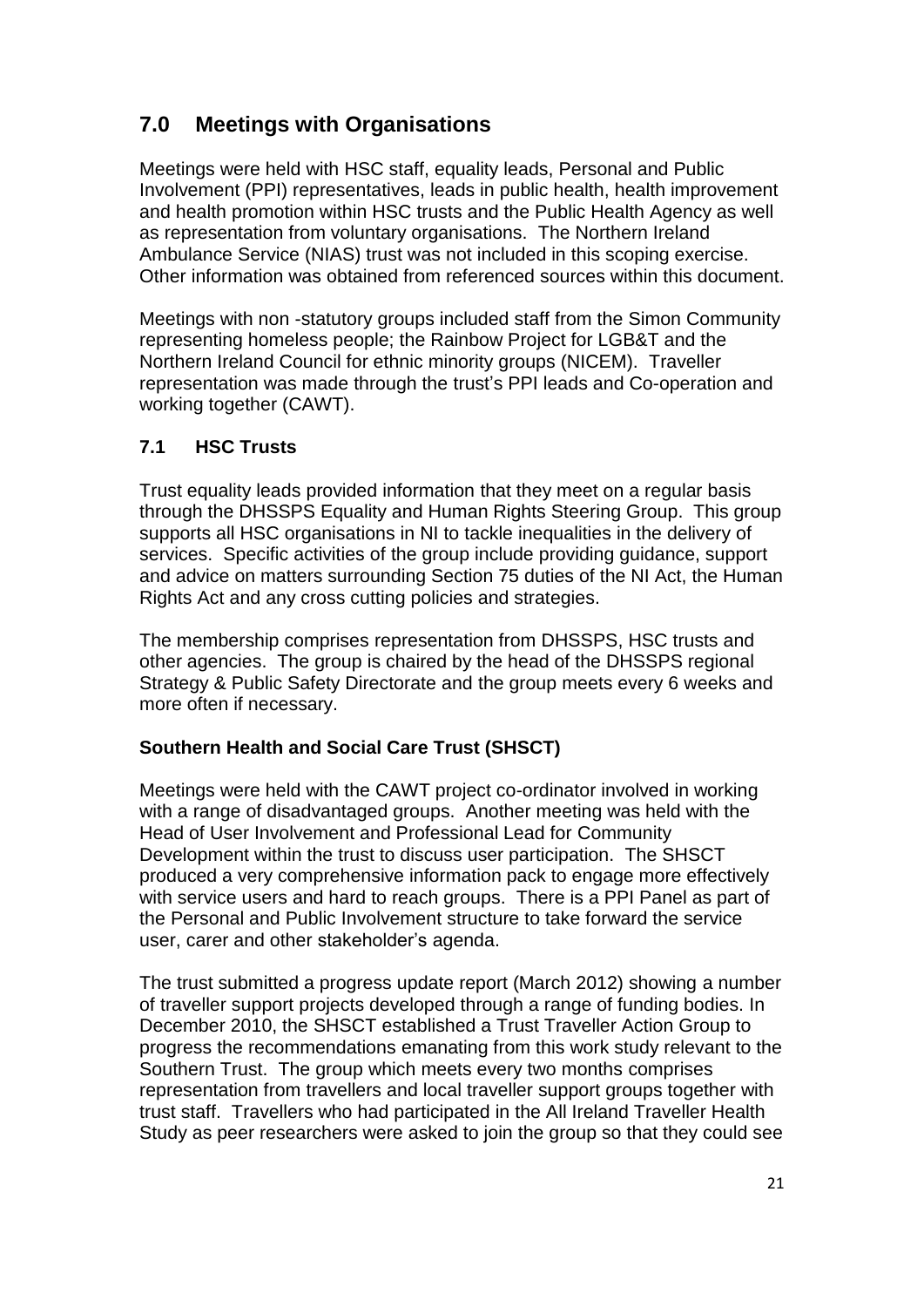## 7.0 Meetings with Organisations

Meetings were held with HSC staff, equality leads, Personal and Public Involvement (PPI) representatives, leads in public health, health improvement and health promotion within HSC trusts and the Public Health Agency as well as representation from voluntary organisations. The Northern Ireland Ambulance Service (NIAS) trust was not included in this scoping exercise. Other information was obtained from referenced sources within this document.

Meetings with non -statutory groups included staff from the Simon Community representing homeless people; the Rainbow Project for LGB&T and the Northern Ireland Council for ethnic minority groups (NICEM). Traveller representation was made through the trust's PPI leads and Co-operation and working together (CAWT).

### 7.1 HSC Trusts

Trust equality leads provided information that they meet on a regular basis through the DHSSPS Equality and Human Rights Steering Group. This group supports all HSC organisations in NI to tackle inequalities in the delivery of services. Specific activities of the group include providing guidance, support and advice on matters surrounding Section 75 duties of the NI Act, the Human Rights Act and any cross cutting policies and strategies.

The membership comprises representation from DHSSPS, HSC trusts and other agencies. The group is chaired by the head of the DHSSPS regional Strategy & Public Safety Directorate and the group meets every 6 weeks and more often if necessary.

**Southern Health and Social Care Trust (SHSCT)**

Meetings were held with the CAWT project co-ordinator involved in working with a range of disadvantaged groups. Another meeting was held with the Head of User Involvement and Professional Lead for Community Development within the trust to discuss user participation. The SHSCT produced a very comprehensive information pack to engage more effectively with service users and hard to reach groups. There is a PPI Panel as part of the Personal and Public Involvement structure to take forward the service user, carer and other stakeholder's agenda.

The trust submitted a progress update report (March 2012) showing a number of traveller support projects developed through a range of funding bodies. In December 2010, the SHSCT established a Trust Traveller Action Group to progress the recommendations emanating from this work study relevant to the Southern Trust. The group which meets every two months comprises representation from travellers and local traveller support groups together with trust staff. Travellers who had participated in the All Ireland Traveller Health Study as peer researchers were asked to join the group so that they could see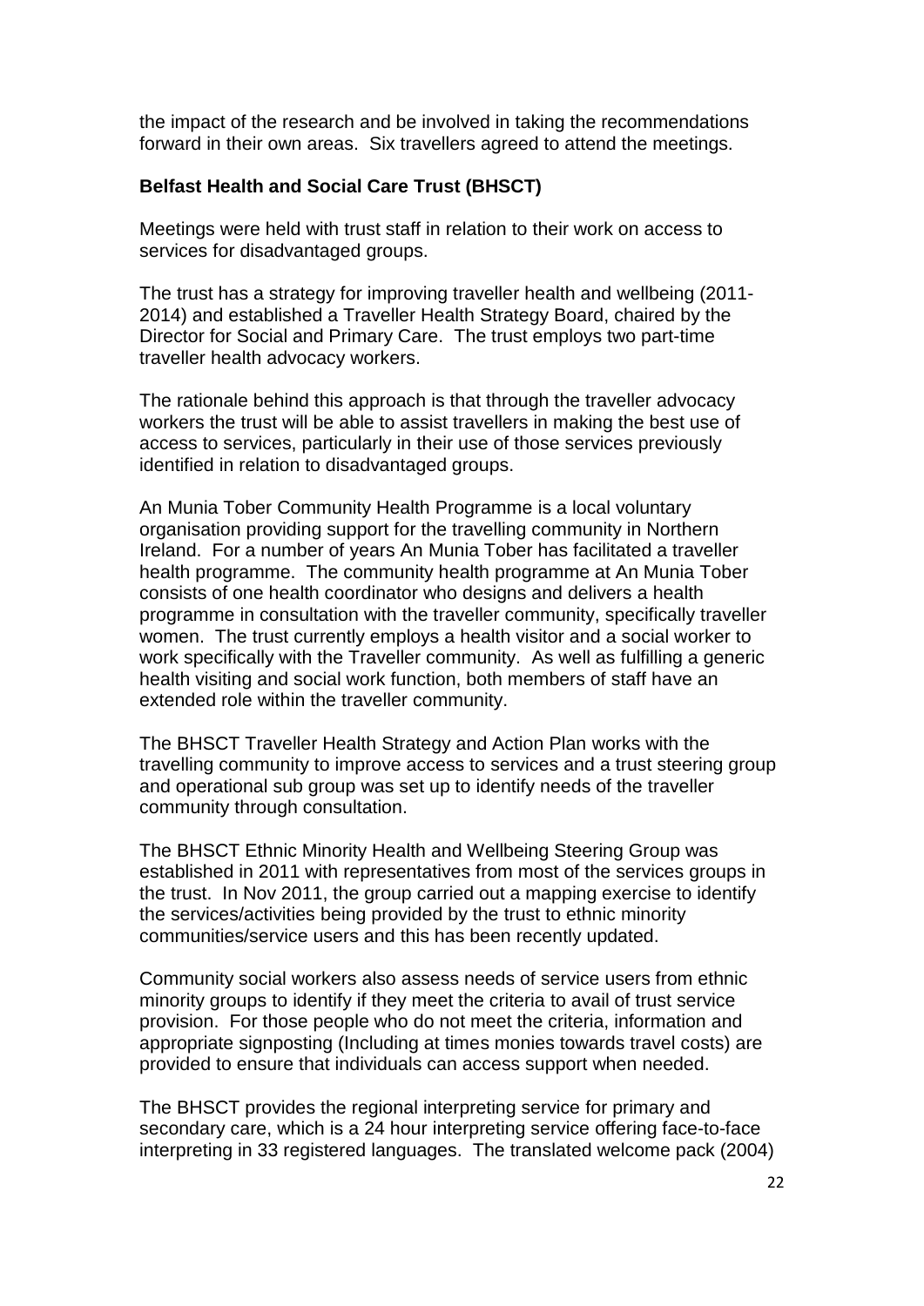the impact of the research and be involved in taking the recommendations forward in their own areas. Six travellers agreed to attend the meetings.

**Belfast Health and Social Care Trust (BHSCT)**

Meetings were held with trust staff in relation to their work on access to services for disadvantaged groups.

The trust has a strategy for improving traveller health and wellbeing (2011-2014) and established a Traveller Health Strategy Board, chaired by the Director for Social and Primary Care. The trust employs two part-time traveller health advocacy workers.

The rationale behind this approach is that through the traveller advocacy workers the trust will be able to assist travellers in making the best use of access to services, particularly in their use of those services previously identified in relation to disadvantaged groups.

An Munia Tober Community Health Programme is a local voluntary organisation providing support for the travelling community in Northern Ireland. For a number of years An Munia Tober has facilitated a traveller health programme. The community health programme at An Munia Tober consists of one health coordinator who designs and delivers a health programme in consultation with the traveller community, specifically traveller women. The trust currently employs a health visitor and a social worker to work specifically with the Traveller community. As well as fulfilling a generic health visiting and social work function, both members of staff have an extended role within the traveller community.

The BHSCT Traveller Health Strategy and Action Plan works with the travelling community to improve access to services and a trust steering group and operational sub group was set up to identify needs of the traveller community through consultation.

The BHSCT Ethnic Minority Health and Wellbeing Steering Group was established in 2011 with representatives from most of the services groups in the trust. In Nov 2011, the group carried out a mapping exercise to identify the services/activities being provided by the trust to ethnic minority communities/service users and this has been recently updated.

Community social workers also assess needs of service users from ethnic minority groups to identify if they meet the criteria to avail of trust service provision. For those people who do not meet the criteria, information and appropriate signposting (Including at times monies towards travel costs) are provided to ensure that individuals can access support when needed.

The BHSCT provides the regional interpreting service for primary and secondary care, which is a 24 hour interpreting service offering face-to-face interpreting in 33 registered languages. The translated welcome pack (2004)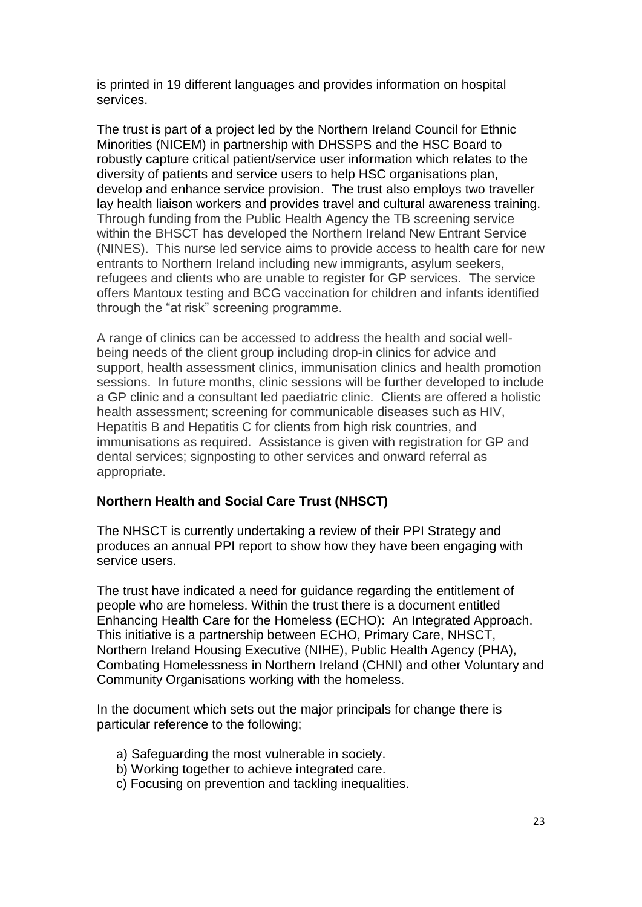is printed in 19 different languages and provides information on hospital services.

The trust is part of a project led by the Northern Ireland Council for Ethnic Minorities (NICEM) in partnership with DHSSPS and the HSC Board to robustly capture critical patient/service user information which relates to the diversity of patients and service users to help HSC organisations plan, develop and enhance service provision. The trust also employs two traveller lay health liaison workers and provides travel and cultural awareness training. Through funding from the Public Health Agency the TB screening service within the BHSCT has developed the Northern Ireland New Entrant Service (NINES). This nurse led service aims to provide access to health care for new entrants to Northern Ireland including new immigrants, asylum seekers, refugees and clients who are unable to register for GP services. The service offers Mantoux testing and BCG vaccination for children and infants identified through the "at risk" screening programme.

A range of clinics can be accessed to address the health and social well-being needs of the client group including drop-in clinics for advice and support, health assessment clinics, immunisation clinics and health promotion sessions. In future months, clinic sessions will be further developed to include a GP clinic and a consultant led paediatric clinic. Clients are offered a holistic health assessment; screening for communicable diseases such as HIV, Hepatitis B and Hepatitis C for clients from high risk countries, and immunisations as required. Assistance is given with registration for GP and dental services; signposting to other services and onward referral as appropriate.

**Northern Health and Social Care Trust (NHSCT)**

The NHSCT is currently undertaking a review of their PPI Strategy and produces an annual PPI report to show how they have been engaging with service users.

The trust have indicated a need for guidance regarding the entitlement of people who are homeless. Within the trust there is a document entitled Enhancing Health Care for the Homeless (ECHO): An Integrated Approach. This initiative is a partnership between ECHO, Primary Care, NHSCT, Northern Ireland Housing Executive (NIHE), Public Health Agency (PHA), Combating Homelessness in Northern Ireland (CHNI) and other Voluntary and Community Organisations working with the homeless.

In the document which sets out the major principals for change there is particular reference to the following;

a) Safeguarding the most vulnerable in society.
b) Working together to achieve integrated care.
c) Focusing on prevention and tackling inequalities.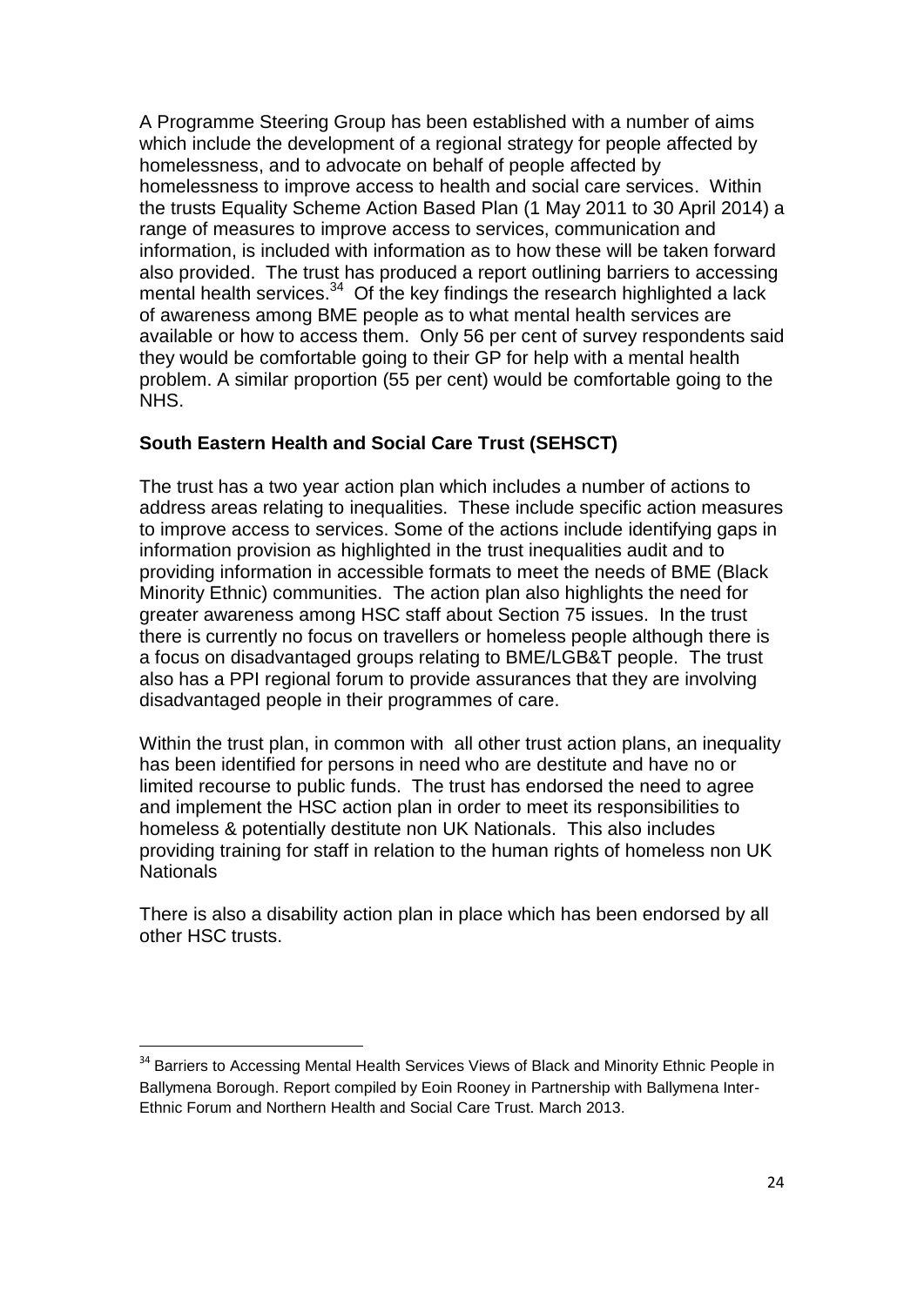A Programme Steering Group has been established with a number of aims which include the development of a regional strategy for people affected by homelessness, and to advocate on behalf of people affected by homelessness to improve access to health and social care services. Within the trusts Equality Scheme Action Based Plan (1 May 2011 to 30 April 2014) a range of measures to improve access to services, communication and information, is included with information as to how these will be taken forward also provided. The trust has produced a report outlining barriers to accessing mental health services.[34] Of the key findings the research highlighted a lack of awareness among BME people as to what mental health services are available or how to access them. Only 56 per cent of survey respondents said they would be comfortable going to their GP for help with a mental health problem. A similar proportion (55 per cent) would be comfortable going to the NHS.

**South Eastern Health and Social Care Trust (SEHSCT)**

The trust has a two year action plan which includes a number of actions to address areas relating to inequalities. These include specific action measures to improve access to services. Some of the actions include identifying gaps in information provision as highlighted in the trust inequalities audit and to providing information in accessible formats to meet the needs of BME (Black Minority Ethnic) communities. The action plan also highlights the need for greater awareness among HSC staff about Section 75 issues. In the trust there is currently no focus on travellers or homeless people although there is a focus on disadvantaged groups relating to BME/LGB&T people. The trust also has a PPI regional forum to provide assurances that they are involving disadvantaged people in their programmes of care.

Within the trust plan, in common with all other trust action plans, an inequality has been identified for persons in need who are destitute and have no or limited recourse to public funds. The trust has endorsed the need to agree and implement the HSC action plan in order to meet its responsibilities to homeless & potentially destitute non UK Nationals. This also includes providing training for staff in relation to the human rights of homeless non UK Nationals

There is also a disability action plan in place which has been endorsed by all other HSC trusts.

---

[34] Barriers to Accessing Mental Health Services Views of Black and Minority Ethnic People in Ballymena Borough. Report compiled by Eoin Rooney in Partnership with Ballymena Inter-Ethnic Forum and Northern Health and Social Care Trust. March 2013.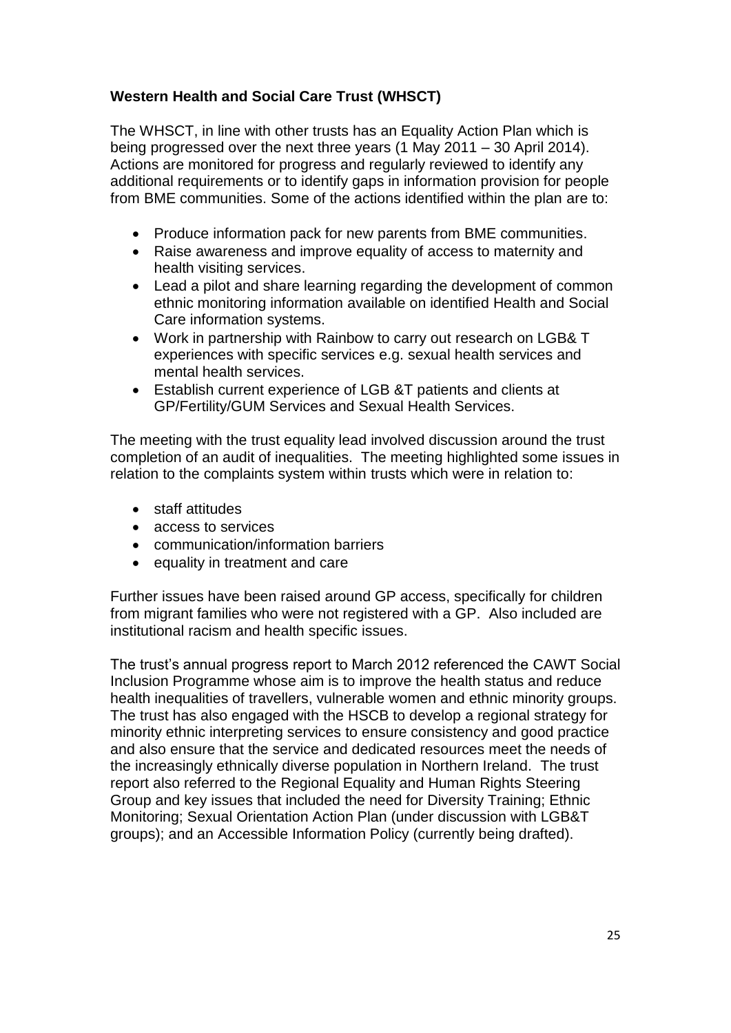**Western Health and Social Care Trust (WHSCT)**

The WHSCT, in line with other trusts has an Equality Action Plan which is being progressed over the next three years (1 May 2011 – 30 April 2014). Actions are monitored for progress and regularly reviewed to identify any additional requirements or to identify gaps in information provision for people from BME communities. Some of the actions identified within the plan are to:

- Produce information pack for new parents from BME communities.
- Raise awareness and improve equality of access to maternity and health visiting services.
- Lead a pilot and share learning regarding the development of common ethnic monitoring information available on identified Health and Social Care information systems.
- Work in partnership with Rainbow to carry out research on LGB& T experiences with specific services e.g. sexual health services and mental health services.
- Establish current experience of LGB &T patients and clients at GP/Fertility/GUM Services and Sexual Health Services.

The meeting with the trust equality lead involved discussion around the trust completion of an audit of inequalities. The meeting highlighted some issues in relation to the complaints system within trusts which were in relation to:

- staff attitudes
- access to services
- communication/information barriers
- equality in treatment and care

Further issues have been raised around GP access, specifically for children from migrant families who were not registered with a GP. Also included are institutional racism and health specific issues.

The trust's annual progress report to March 2012 referenced the CAWT Social Inclusion Programme whose aim is to improve the health status and reduce health inequalities of travellers, vulnerable women and ethnic minority groups. The trust has also engaged with the HSCB to develop a regional strategy for minority ethnic interpreting services to ensure consistency and good practice and also ensure that the service and dedicated resources meet the needs of the increasingly ethnically diverse population in Northern Ireland. The trust report also referred to the Regional Equality and Human Rights Steering Group and key issues that included the need for Diversity Training; Ethnic Monitoring; Sexual Orientation Action Plan (under discussion with LGB&T groups); and an Accessible Information Policy (currently being drafted).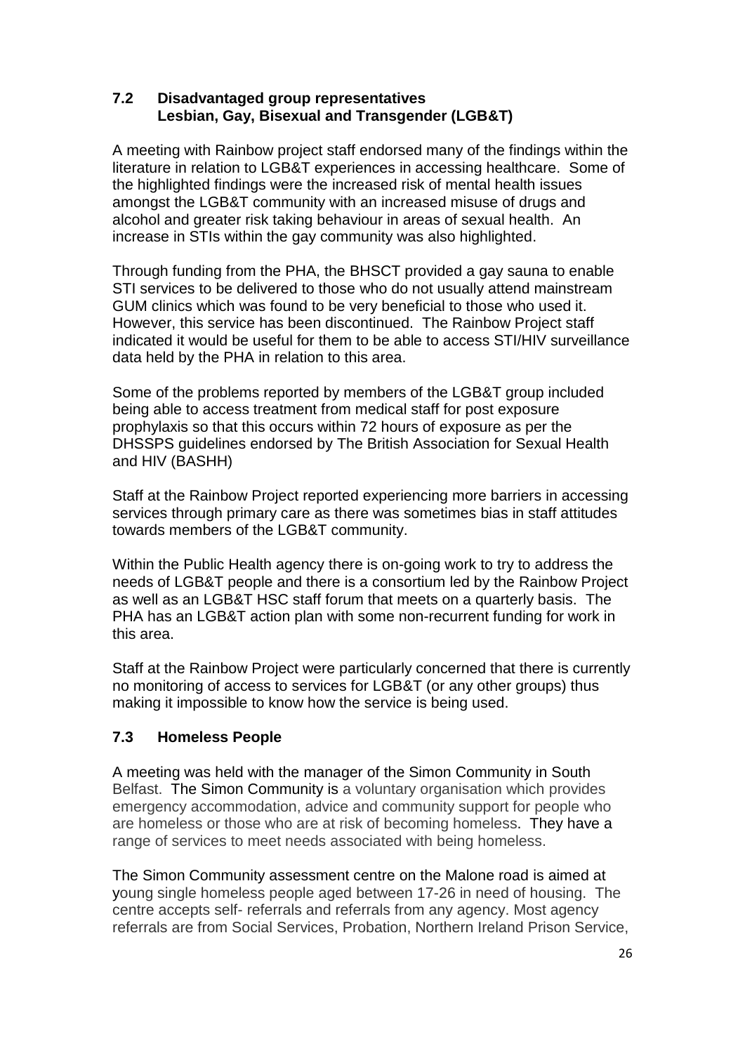### 7.2 Disadvantaged group representatives Lesbian, Gay, Bisexual and Transgender (LGB&T)

A meeting with Rainbow project staff endorsed many of the findings within the literature in relation to LGB&T experiences in accessing healthcare. Some of the highlighted findings were the increased risk of mental health issues amongst the LGB&T community with an increased misuse of drugs and alcohol and greater risk taking behaviour in areas of sexual health. An increase in STIs within the gay community was also highlighted.

Through funding from the PHA, the BHSCT provided a gay sauna to enable STI services to be delivered to those who do not usually attend mainstream GUM clinics which was found to be very beneficial to those who used it. However, this service has been discontinued. The Rainbow Project staff indicated it would be useful for them to be able to access STI/HIV surveillance data held by the PHA in relation to this area.

Some of the problems reported by members of the LGB&T group included being able to access treatment from medical staff for post exposure prophylaxis so that this occurs within 72 hours of exposure as per the DHSSPS guidelines endorsed by The British Association for Sexual Health and HIV (BASHH)

Staff at the Rainbow Project reported experiencing more barriers in accessing services through primary care as there was sometimes bias in staff attitudes towards members of the LGB&T community.

Within the Public Health agency there is on-going work to try to address the needs of LGB&T people and there is a consortium led by the Rainbow Project as well as an LGB&T HSC staff forum that meets on a quarterly basis. The PHA has an LGB&T action plan with some non-recurrent funding for work in this area.

Staff at the Rainbow Project were particularly concerned that there is currently no monitoring of access to services for LGB&T (or any other groups) thus making it impossible to know how the service is being used.

### 7.3 Homeless People

A meeting was held with the manager of the Simon Community in South Belfast. The Simon Community is a voluntary organisation which provides emergency accommodation, advice and community support for people who are homeless or those who are at risk of becoming homeless. They have a range of services to meet needs associated with being homeless.

The Simon Community assessment centre on the Malone road is aimed at young single homeless people aged between 17-26 in need of housing. The centre accepts self- referrals and referrals from any agency. Most agency referrals are from Social Services, Probation, Northern Ireland Prison Service,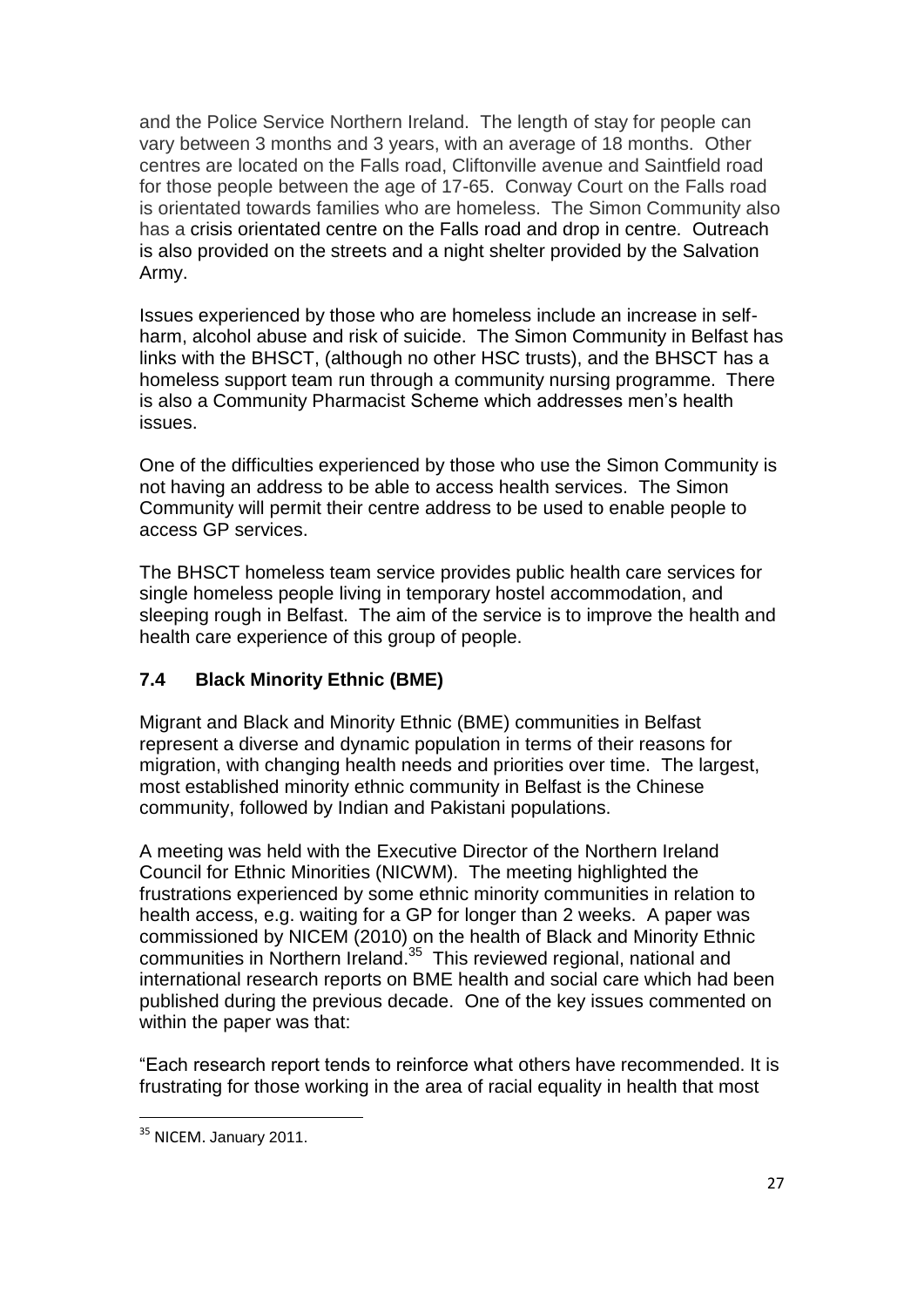and the Police Service Northern Ireland. The length of stay for people can vary between 3 months and 3 years, with an average of 18 months. Other centres are located on the Falls road, Cliftonville avenue and Saintfield road for those people between the age of 17-65. Conway Court on the Falls road is orientated towards families who are homeless. The Simon Community also has a crisis orientated centre on the Falls road and drop in centre. Outreach is also provided on the streets and a night shelter provided by the Salvation Army.

Issues experienced by those who are homeless include an increase in self-harm, alcohol abuse and risk of suicide. The Simon Community in Belfast has links with the BHSCT, (although no other HSC trusts), and the BHSCT has a homeless support team run through a community nursing programme. There is also a Community Pharmacist Scheme which addresses men's health issues.

One of the difficulties experienced by those who use the Simon Community is not having an address to be able to access health services. The Simon Community will permit their centre address to be used to enable people to access GP services.

The BHSCT homeless team service provides public health care services for single homeless people living in temporary hostel accommodation, and sleeping rough in Belfast. The aim of the service is to improve the health and health care experience of this group of people.

### 7.4 Black Minority Ethnic (BME)

Migrant and Black and Minority Ethnic (BME) communities in Belfast represent a diverse and dynamic population in terms of their reasons for migration, with changing health needs and priorities over time. The largest, most established minority ethnic community in Belfast is the Chinese community, followed by Indian and Pakistani populations.

A meeting was held with the Executive Director of the Northern Ireland Council for Ethnic Minorities (NICWM). The meeting highlighted the frustrations experienced by some ethnic minority communities in relation to health access, e.g. waiting for a GP for longer than 2 weeks. A paper was commissioned by NICEM (2010) on the health of Black and Minority Ethnic communities in Northern Ireland.[35] This reviewed regional, national and international research reports on BME health and social care which had been published during the previous decade. One of the key issues commented on within the paper was that:

"Each research report tends to reinforce what others have recommended. It is frustrating for those working in the area of racial equality in health that most

[35] NICEM. January 2011.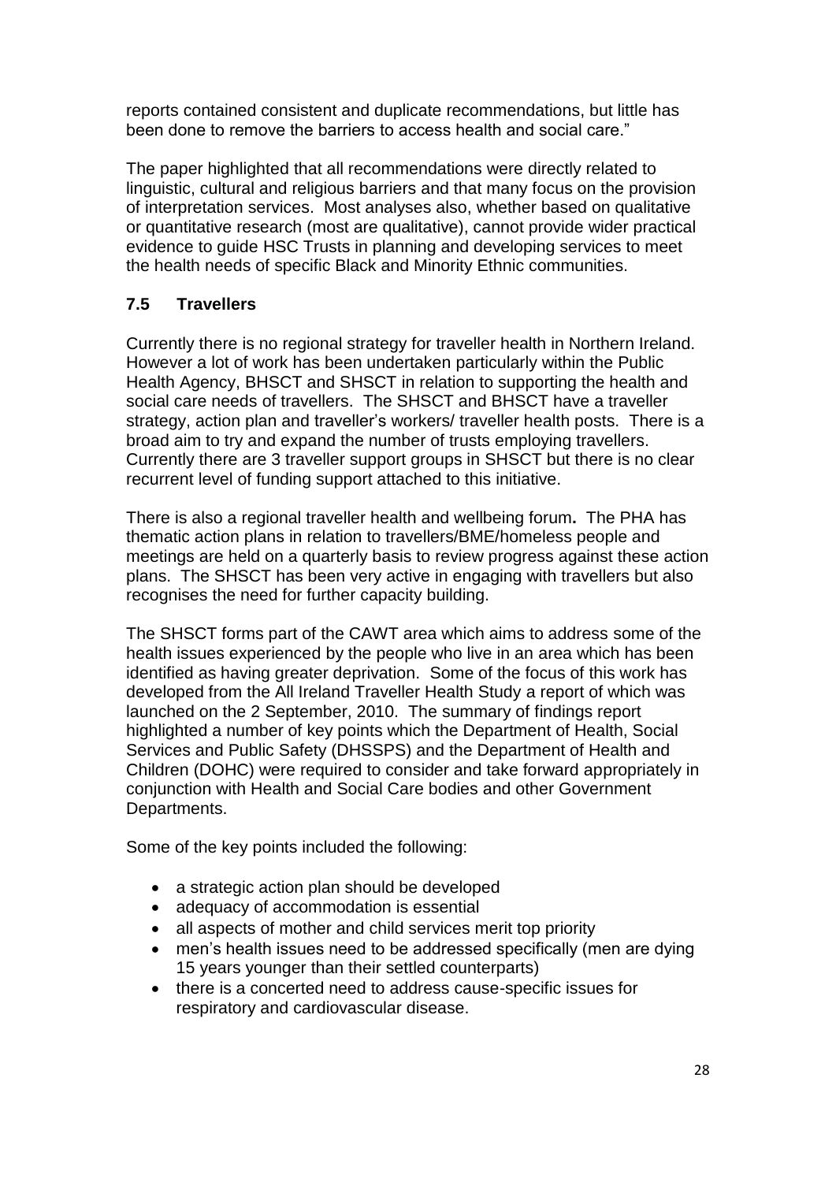reports contained consistent and duplicate recommendations, but little has been done to remove the barriers to access health and social care."

The paper highlighted that all recommendations were directly related to linguistic, cultural and religious barriers and that many focus on the provision of interpretation services. Most analyses also, whether based on qualitative or quantitative research (most are qualitative), cannot provide wider practical evidence to guide HSC Trusts in planning and developing services to meet the health needs of specific Black and Minority Ethnic communities.

### 7.5 Travellers

Currently there is no regional strategy for traveller health in Northern Ireland. However a lot of work has been undertaken particularly within the Public Health Agency, BHSCT and SHSCT in relation to supporting the health and social care needs of travellers. The SHSCT and BHSCT have a traveller strategy, action plan and traveller's workers/ traveller health posts. There is a broad aim to try and expand the number of trusts employing travellers. Currently there are 3 traveller support groups in SHSCT but there is no clear recurrent level of funding support attached to this initiative.

There is also a regional traveller health and wellbeing forum**.** The PHA has thematic action plans in relation to travellers/BME/homeless people and meetings are held on a quarterly basis to review progress against these action plans. The SHSCT has been very active in engaging with travellers but also recognises the need for further capacity building.

The SHSCT forms part of the CAWT area which aims to address some of the health issues experienced by the people who live in an area which has been identified as having greater deprivation. Some of the focus of this work has developed from the All Ireland Traveller Health Study a report of which was launched on the 2 September, 2010. The summary of findings report highlighted a number of key points which the Department of Health, Social Services and Public Safety (DHSSPS) and the Department of Health and Children (DOHC) were required to consider and take forward appropriately in conjunction with Health and Social Care bodies and other Government Departments.

Some of the key points included the following:

- a strategic action plan should be developed
- adequacy of accommodation is essential
- all aspects of mother and child services merit top priority
- men's health issues need to be addressed specifically (men are dying 15 years younger than their settled counterparts)
- there is a concerted need to address cause-specific issues for respiratory and cardiovascular disease.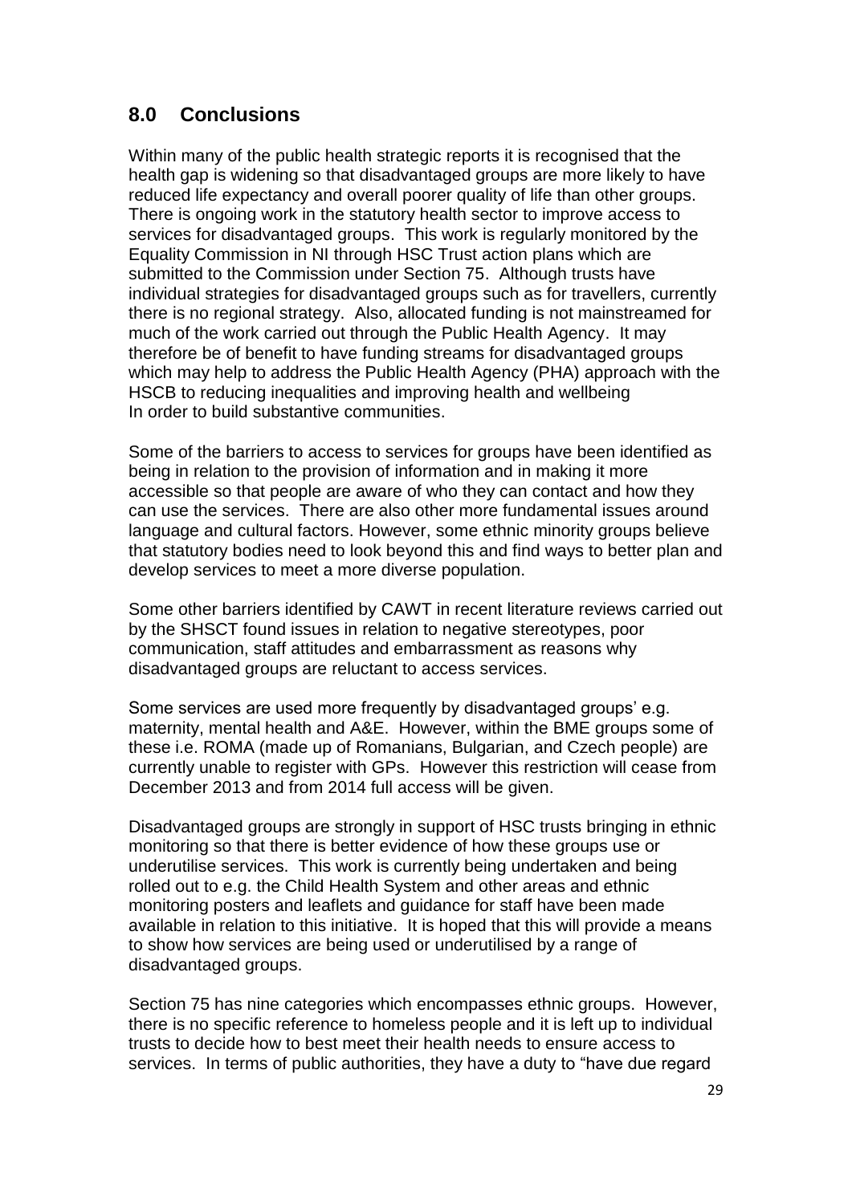## 8.0 Conclusions

Within many of the public health strategic reports it is recognised that the health gap is widening so that disadvantaged groups are more likely to have reduced life expectancy and overall poorer quality of life than other groups. There is ongoing work in the statutory health sector to improve access to services for disadvantaged groups. This work is regularly monitored by the Equality Commission in NI through HSC Trust action plans which are submitted to the Commission under Section 75. Although trusts have individual strategies for disadvantaged groups such as for travellers, currently there is no regional strategy. Also, allocated funding is not mainstreamed for much of the work carried out through the Public Health Agency. It may therefore be of benefit to have funding streams for disadvantaged groups which may help to address the Public Health Agency (PHA) approach with the HSCB to reducing inequalities and improving health and wellbeing In order to build substantive communities.

Some of the barriers to access to services for groups have been identified as being in relation to the provision of information and in making it more accessible so that people are aware of who they can contact and how they can use the services. There are also other more fundamental issues around language and cultural factors. However, some ethnic minority groups believe that statutory bodies need to look beyond this and find ways to better plan and develop services to meet a more diverse population.

Some other barriers identified by CAWT in recent literature reviews carried out by the SHSCT found issues in relation to negative stereotypes, poor communication, staff attitudes and embarrassment as reasons why disadvantaged groups are reluctant to access services.

Some services are used more frequently by disadvantaged groups' e.g. maternity, mental health and A&E. However, within the BME groups some of these i.e. ROMA (made up of Romanians, Bulgarian, and Czech people) are currently unable to register with GPs. However this restriction will cease from December 2013 and from 2014 full access will be given.

Disadvantaged groups are strongly in support of HSC trusts bringing in ethnic monitoring so that there is better evidence of how these groups use or underutilise services. This work is currently being undertaken and being rolled out to e.g. the Child Health System and other areas and ethnic monitoring posters and leaflets and guidance for staff have been made available in relation to this initiative. It is hoped that this will provide a means to show how services are being used or underutilised by a range of disadvantaged groups.

Section 75 has nine categories which encompasses ethnic groups. However, there is no specific reference to homeless people and it is left up to individual trusts to decide how to best meet their health needs to ensure access to services. In terms of public authorities, they have a duty to "have due regard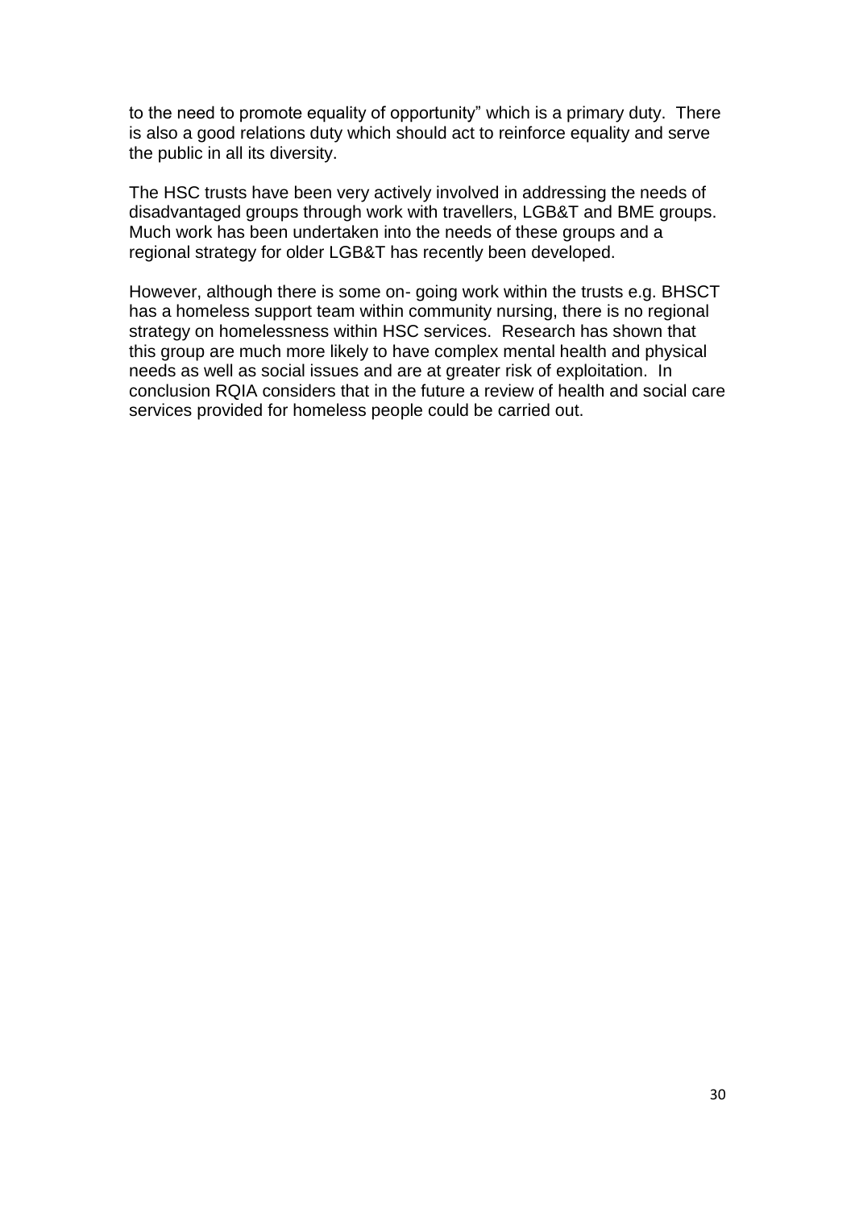to the need to promote equality of opportunity" which is a primary duty. There is also a good relations duty which should act to reinforce equality and serve the public in all its diversity.

The HSC trusts have been very actively involved in addressing the needs of disadvantaged groups through work with travellers, LGB&T and BME groups. Much work has been undertaken into the needs of these groups and a regional strategy for older LGB&T has recently been developed.

However, although there is some on- going work within the trusts e.g. BHSCT has a homeless support team within community nursing, there is no regional strategy on homelessness within HSC services. Research has shown that this group are much more likely to have complex mental health and physical needs as well as social issues and are at greater risk of exploitation. In conclusion RQIA considers that in the future a review of health and social care services provided for homeless people could be carried out.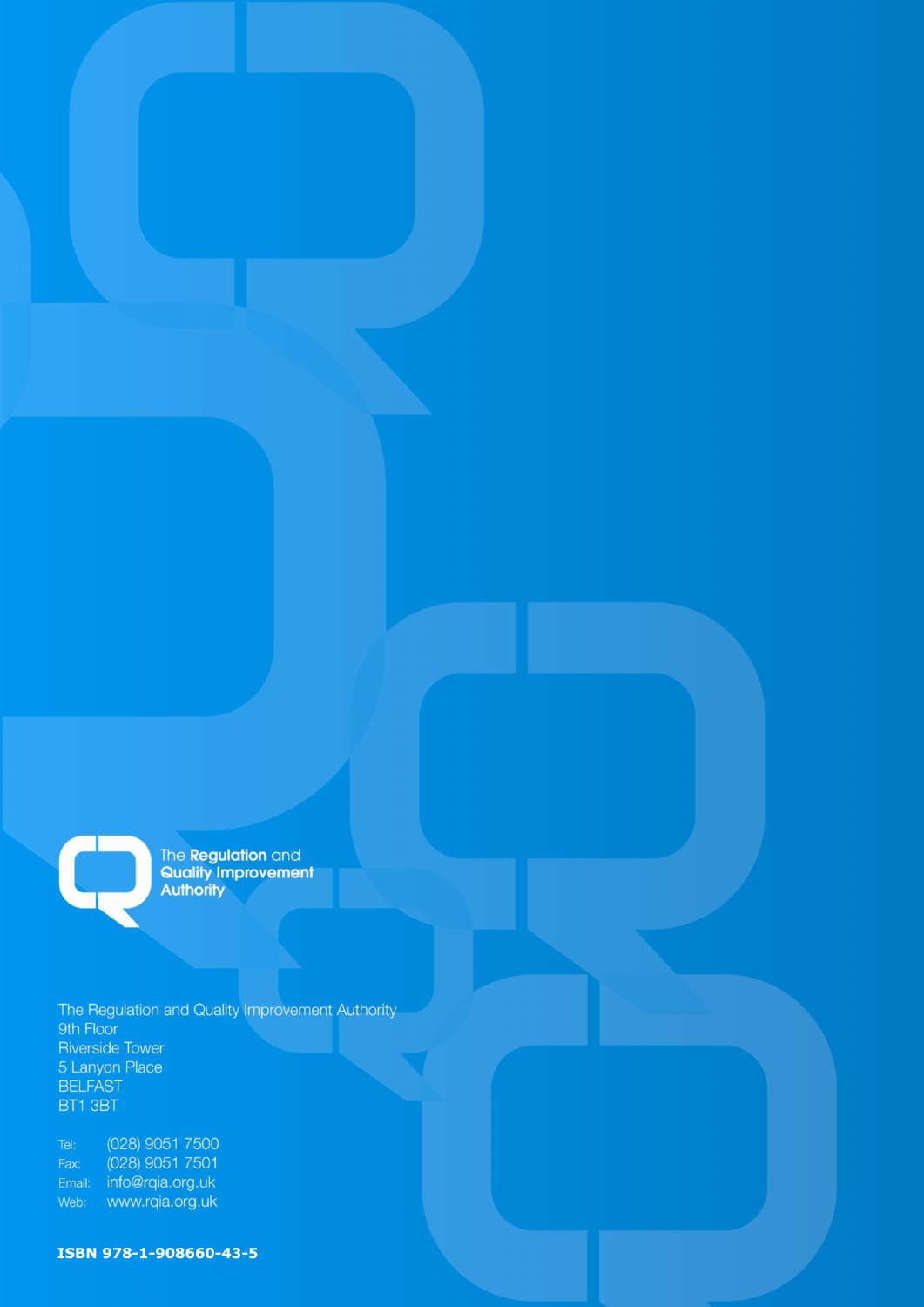The Regulation and Quality Improvement Authority

The Regulation and Quality Improvement Authority
9th Floor
Riverside Tower
5 Lanyon Place
BELFAST
BT1 3BT

Tel: (028) 9051 7500
Fax: (028) 9051 7501
Email: info@rqia.org.uk
Web: www.rqia.org.uk

**ISBN 978-1-908660-43-5**